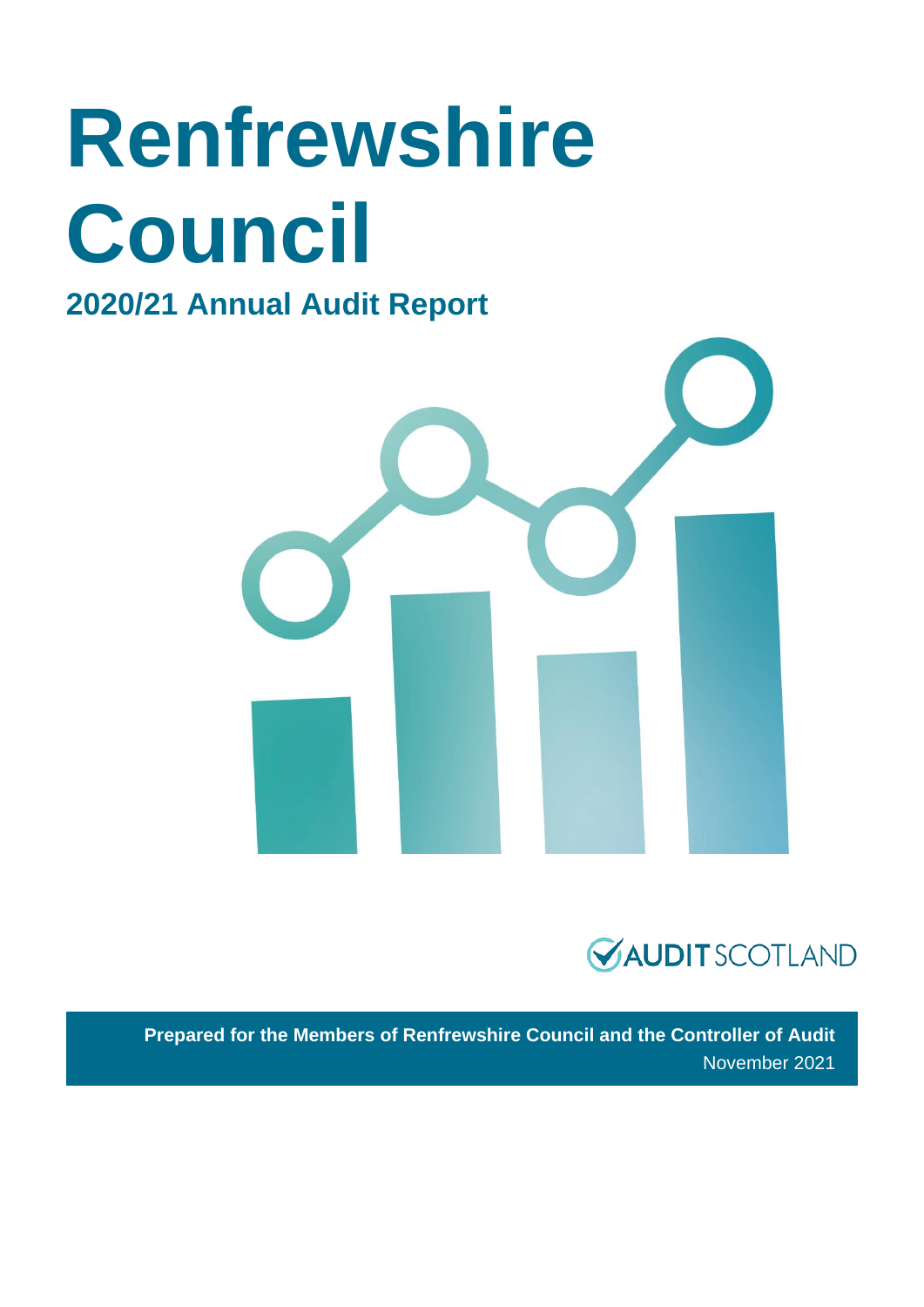# Renfrewshire Council

## 2020/21 Annual Audit Report

AUDIT SCOTLAND

**Prepared for the Members of Renfrewshire Council and the Controller of Audit**

November 2021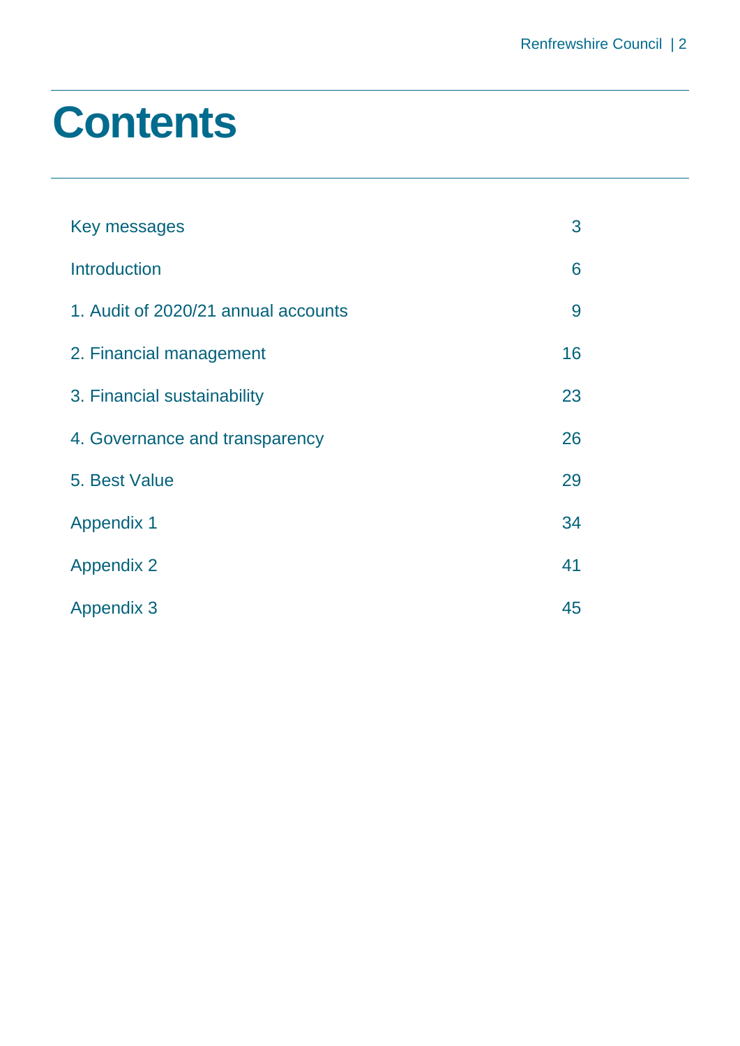# Contents

| | |
|---|---|
| Key messages | 3 |
| Introduction | 6 |
| 1. Audit of 2020/21 annual accounts | 9 |
| 2. Financial management | 16 |
| 3. Financial sustainability | 23 |
| 4. Governance and transparency | 26 |
| 5. Best Value | 29 |
| Appendix 1 | 34 |
| Appendix 2 | 41 |
| Appendix 3 | 45 |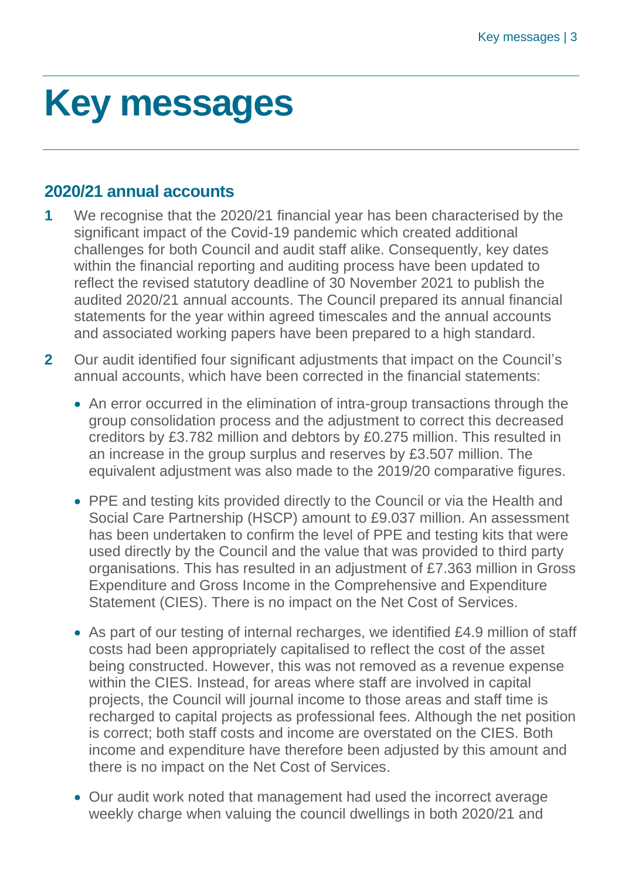# Key messages

## 2020/21 annual accounts

**1** We recognise that the 2020/21 financial year has been characterised by the significant impact of the Covid-19 pandemic which created additional challenges for both Council and audit staff alike. Consequently, key dates within the financial reporting and auditing process have been updated to reflect the revised statutory deadline of 30 November 2021 to publish the audited 2020/21 annual accounts. The Council prepared its annual financial statements for the year within agreed timescales and the annual accounts and associated working papers have been prepared to a high standard.

**2** Our audit identified four significant adjustments that impact on the Council's annual accounts, which have been corrected in the financial statements:

- An error occurred in the elimination of intra-group transactions through the group consolidation process and the adjustment to correct this decreased creditors by £3.782 million and debtors by £0.275 million. This resulted in an increase in the group surplus and reserves by £3.507 million. The equivalent adjustment was also made to the 2019/20 comparative figures.
- PPE and testing kits provided directly to the Council or via the Health and Social Care Partnership (HSCP) amount to £9.037 million. An assessment has been undertaken to confirm the level of PPE and testing kits that were used directly by the Council and the value that was provided to third party organisations. This has resulted in an adjustment of £7.363 million in Gross Expenditure and Gross Income in the Comprehensive and Expenditure Statement (CIES). There is no impact on the Net Cost of Services.
- As part of our testing of internal recharges, we identified £4.9 million of staff costs had been appropriately capitalised to reflect the cost of the asset being constructed. However, this was not removed as a revenue expense within the CIES. Instead, for areas where staff are involved in capital projects, the Council will journal income to those areas and staff time is recharged to capital projects as professional fees. Although the net position is correct; both staff costs and income are overstated on the CIES. Both income and expenditure have therefore been adjusted by this amount and there is no impact on the Net Cost of Services.
- Our audit work noted that management had used the incorrect average weekly charge when valuing the council dwellings in both 2020/21 and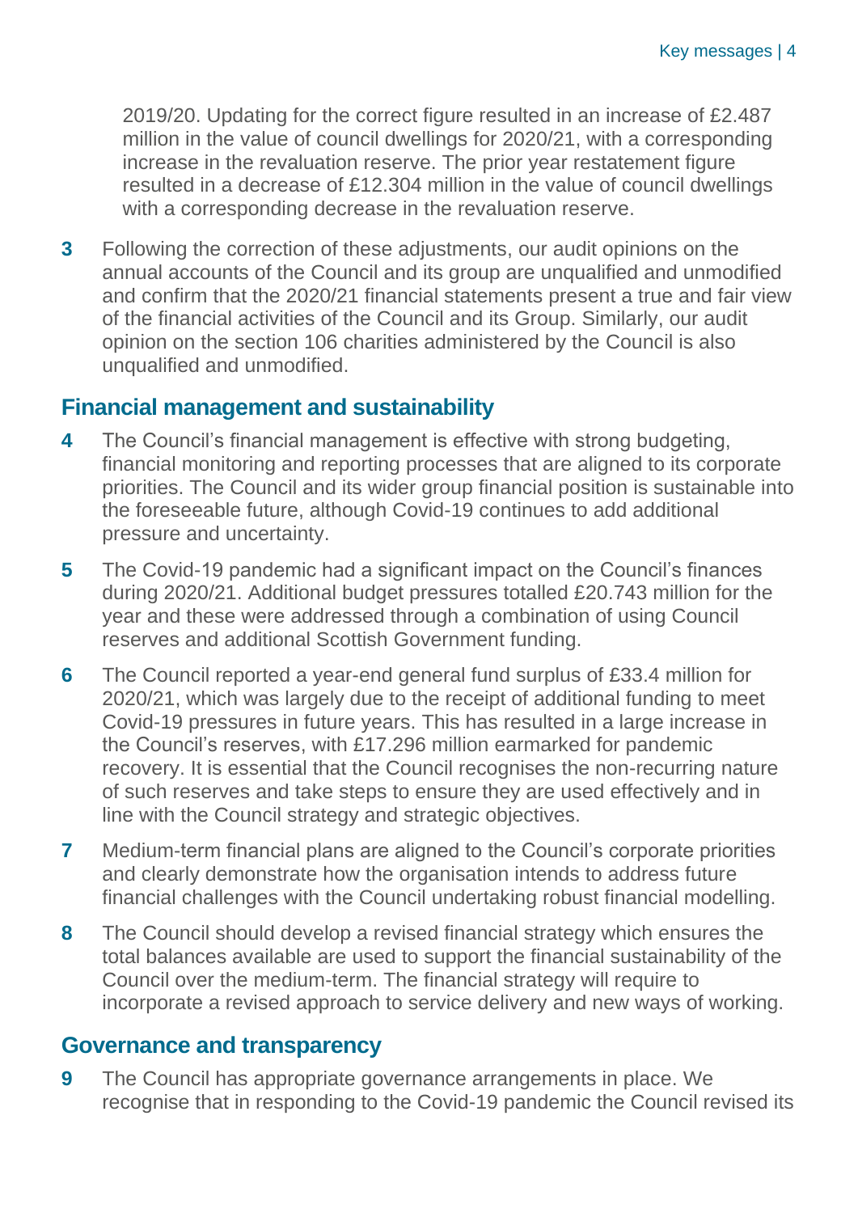2019/20. Updating for the correct figure resulted in an increase of £2.487 million in the value of council dwellings for 2020/21, with a corresponding increase in the revaluation reserve. The prior year restatement figure resulted in a decrease of £12.304 million in the value of council dwellings with a corresponding decrease in the revaluation reserve.

**3** Following the correction of these adjustments, our audit opinions on the annual accounts of the Council and its group are unqualified and unmodified and confirm that the 2020/21 financial statements present a true and fair view of the financial activities of the Council and its Group. Similarly, our audit opinion on the section 106 charities administered by the Council is also unqualified and unmodified.

## Financial management and sustainability

**4** The Council's financial management is effective with strong budgeting, financial monitoring and reporting processes that are aligned to its corporate priorities. The Council and its wider group financial position is sustainable into the foreseeable future, although Covid-19 continues to add additional pressure and uncertainty.

**5** The Covid-19 pandemic had a significant impact on the Council's finances during 2020/21. Additional budget pressures totalled £20.743 million for the year and these were addressed through a combination of using Council reserves and additional Scottish Government funding.

**6** The Council reported a year-end general fund surplus of £33.4 million for 2020/21, which was largely due to the receipt of additional funding to meet Covid-19 pressures in future years. This has resulted in a large increase in the Council's reserves, with £17.296 million earmarked for pandemic recovery. It is essential that the Council recognises the non-recurring nature of such reserves and take steps to ensure they are used effectively and in line with the Council strategy and strategic objectives.

**7** Medium-term financial plans are aligned to the Council's corporate priorities and clearly demonstrate how the organisation intends to address future financial challenges with the Council undertaking robust financial modelling.

**8** The Council should develop a revised financial strategy which ensures the total balances available are used to support the financial sustainability of the Council over the medium-term. The financial strategy will require to incorporate a revised approach to service delivery and new ways of working.

## Governance and transparency

**9** The Council has appropriate governance arrangements in place. We recognise that in responding to the Covid-19 pandemic the Council revised its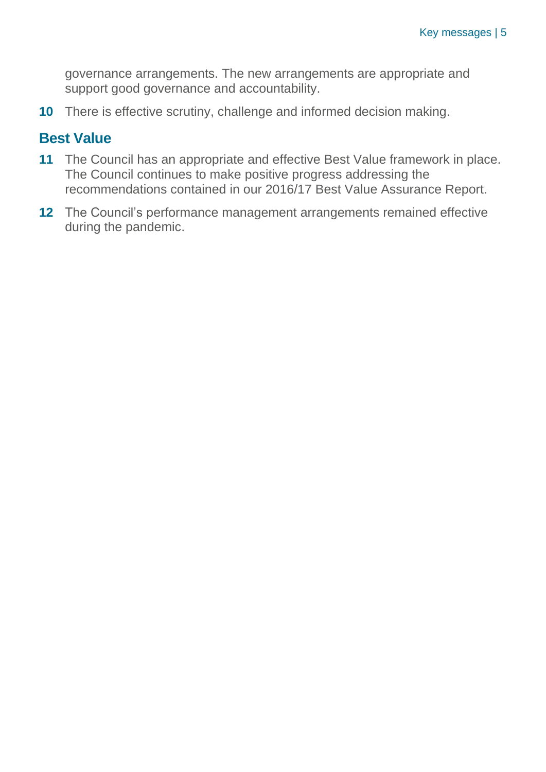governance arrangements. The new arrangements are appropriate and support good governance and accountability.

**10** There is effective scrutiny, challenge and informed decision making.

## Best Value

**11** The Council has an appropriate and effective Best Value framework in place. The Council continues to make positive progress addressing the recommendations contained in our 2016/17 Best Value Assurance Report.

**12** The Council's performance management arrangements remained effective during the pandemic.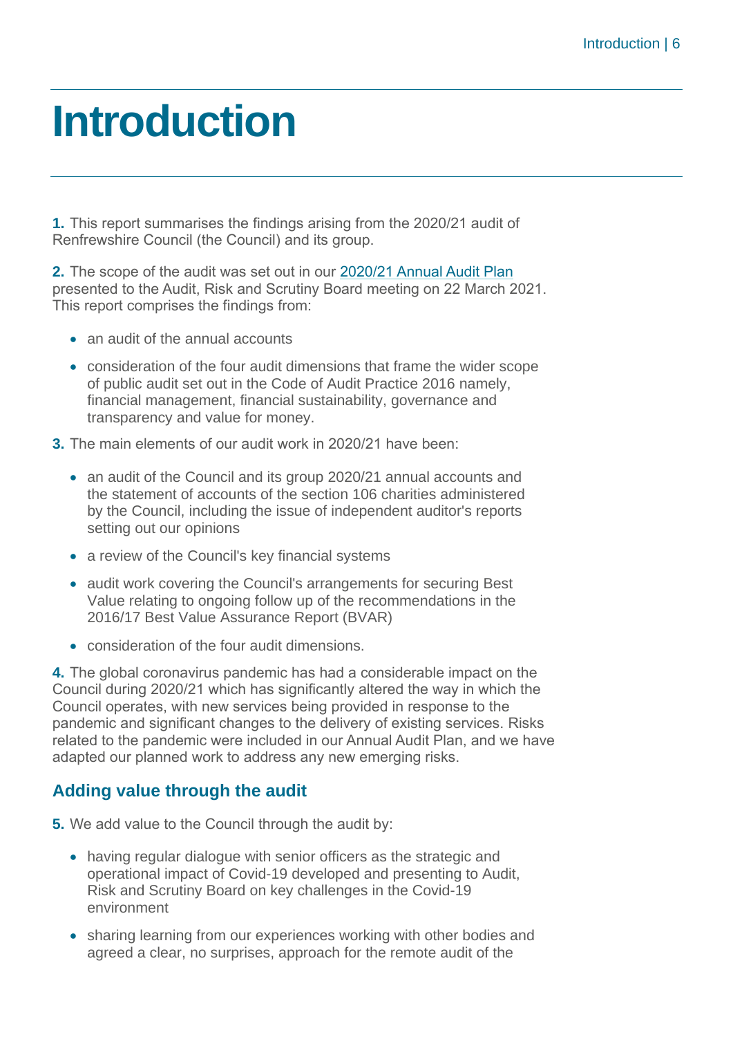# Introduction

**1.** This report summarises the findings arising from the 2020/21 audit of Renfrewshire Council (the Council) and its group.

**2.** The scope of the audit was set out in our 2020/21 Annual Audit Plan presented to the Audit, Risk and Scrutiny Board meeting on 22 March 2021. This report comprises the findings from:

- an audit of the annual accounts
- consideration of the four audit dimensions that frame the wider scope of public audit set out in the Code of Audit Practice 2016 namely, financial management, financial sustainability, governance and transparency and value for money.

**3.** The main elements of our audit work in 2020/21 have been:

- an audit of the Council and its group 2020/21 annual accounts and the statement of accounts of the section 106 charities administered by the Council, including the issue of independent auditor's reports setting out our opinions
- a review of the Council's key financial systems
- audit work covering the Council's arrangements for securing Best Value relating to ongoing follow up of the recommendations in the 2016/17 Best Value Assurance Report (BVAR)
- consideration of the four audit dimensions.

**4.** The global coronavirus pandemic has had a considerable impact on the Council during 2020/21 which has significantly altered the way in which the Council operates, with new services being provided in response to the pandemic and significant changes to the delivery of existing services. Risks related to the pandemic were included in our Annual Audit Plan, and we have adapted our planned work to address any new emerging risks.

## Adding value through the audit

**5.** We add value to the Council through the audit by:

- having regular dialogue with senior officers as the strategic and operational impact of Covid-19 developed and presenting to Audit, Risk and Scrutiny Board on key challenges in the Covid-19 environment
- sharing learning from our experiences working with other bodies and agreed a clear, no surprises, approach for the remote audit of the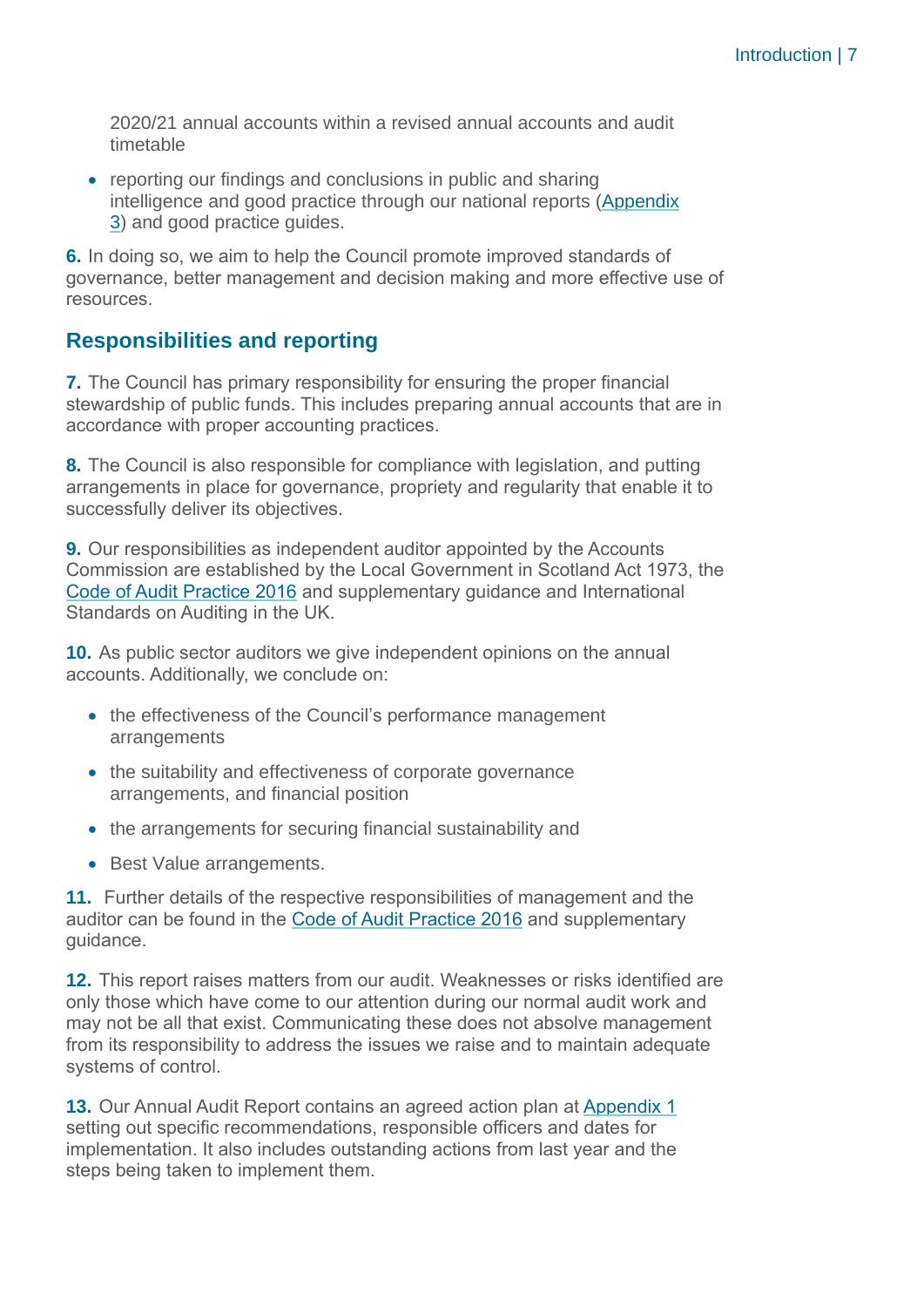2020/21 annual accounts within a revised annual accounts and audit timetable

- reporting our findings and conclusions in public and sharing intelligence and good practice through our national reports (Appendix 3) and good practice guides.

**6.** In doing so, we aim to help the Council promote improved standards of governance, better management and decision making and more effective use of resources.

## Responsibilities and reporting

**7.** The Council has primary responsibility for ensuring the proper financial stewardship of public funds. This includes preparing annual accounts that are in accordance with proper accounting practices.

**8.** The Council is also responsible for compliance with legislation, and putting arrangements in place for governance, propriety and regularity that enable it to successfully deliver its objectives.

**9.** Our responsibilities as independent auditor appointed by the Accounts Commission are established by the Local Government in Scotland Act 1973, the Code of Audit Practice 2016 and supplementary guidance and International Standards on Auditing in the UK.

**10.** As public sector auditors we give independent opinions on the annual accounts. Additionally, we conclude on:

- the effectiveness of the Council's performance management arrangements
- the suitability and effectiveness of corporate governance arrangements, and financial position
- the arrangements for securing financial sustainability and
- Best Value arrangements.

**11.** Further details of the respective responsibilities of management and the auditor can be found in the Code of Audit Practice 2016 and supplementary guidance.

**12.** This report raises matters from our audit. Weaknesses or risks identified are only those which have come to our attention during our normal audit work and may not be all that exist. Communicating these does not absolve management from its responsibility to address the issues we raise and to maintain adequate systems of control.

**13.** Our Annual Audit Report contains an agreed action plan at Appendix 1 setting out specific recommendations, responsible officers and dates for implementation. It also includes outstanding actions from last year and the steps being taken to implement them.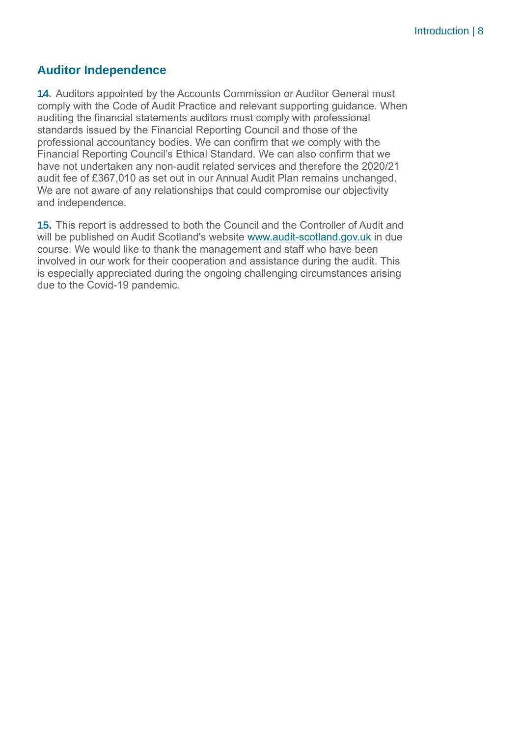## Auditor Independence

**14.** Auditors appointed by the Accounts Commission or Auditor General must comply with the Code of Audit Practice and relevant supporting guidance. When auditing the financial statements auditors must comply with professional standards issued by the Financial Reporting Council and those of the professional accountancy bodies. We can confirm that we comply with the Financial Reporting Council's Ethical Standard. We can also confirm that we have not undertaken any non-audit related services and therefore the 2020/21 audit fee of £367,010 as set out in our Annual Audit Plan remains unchanged. We are not aware of any relationships that could compromise our objectivity and independence.

**15.** This report is addressed to both the Council and the Controller of Audit and will be published on Audit Scotland's website [www.audit-scotland.gov.uk](http://www.audit-scotland.gov.uk) in due course. We would like to thank the management and staff who have been involved in our work for their cooperation and assistance during the audit. This is especially appreciated during the ongoing challenging circumstances arising due to the Covid-19 pandemic.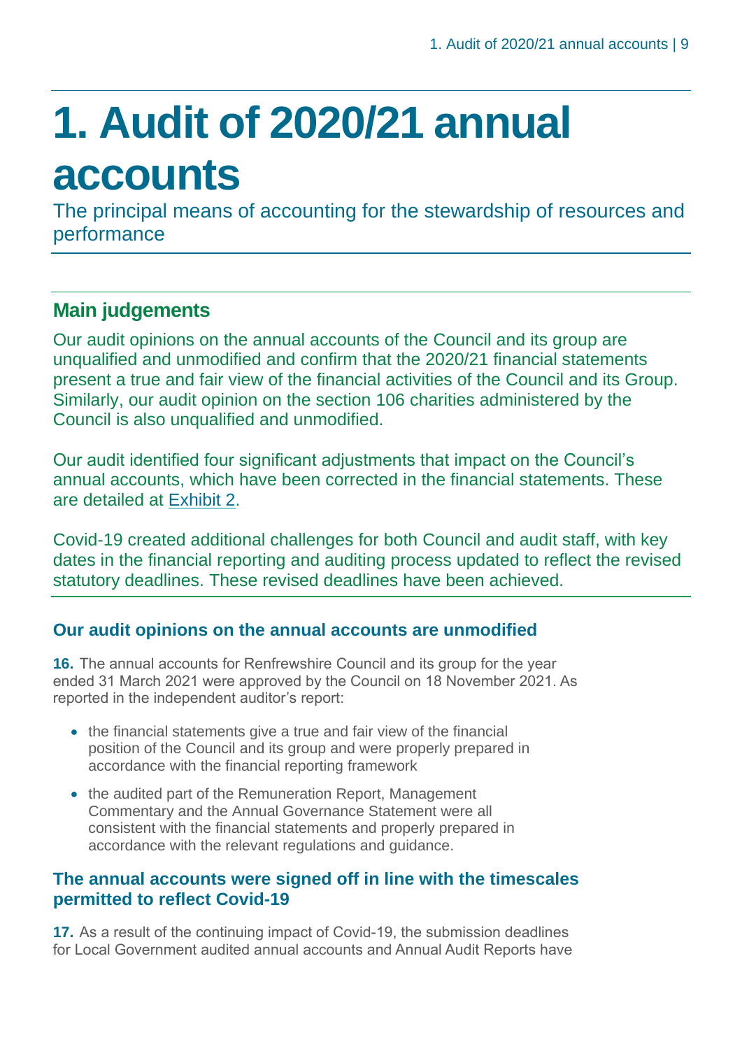# 1. Audit of 2020/21 annual accounts

The principal means of accounting for the stewardship of resources and performance

## Main judgements

Our audit opinions on the annual accounts of the Council and its group are unqualified and unmodified and confirm that the 2020/21 financial statements present a true and fair view of the financial activities of the Council and its Group. Similarly, our audit opinion on the section 106 charities administered by the Council is also unqualified and unmodified.

Our audit identified four significant adjustments that impact on the Council's annual accounts, which have been corrected in the financial statements. These are detailed at Exhibit 2.

Covid-19 created additional challenges for both Council and audit staff, with key dates in the financial reporting and auditing process updated to reflect the revised statutory deadlines. These revised deadlines have been achieved.

### Our audit opinions on the annual accounts are unmodified

**16.** The annual accounts for Renfrewshire Council and its group for the year ended 31 March 2021 were approved by the Council on 18 November 2021. As reported in the independent auditor's report:

- the financial statements give a true and fair view of the financial position of the Council and its group and were properly prepared in accordance with the financial reporting framework
- the audited part of the Remuneration Report, Management Commentary and the Annual Governance Statement were all consistent with the financial statements and properly prepared in accordance with the relevant regulations and guidance.

### The annual accounts were signed off in line with the timescales permitted to reflect Covid-19

**17.** As a result of the continuing impact of Covid-19, the submission deadlines for Local Government audited annual accounts and Annual Audit Reports have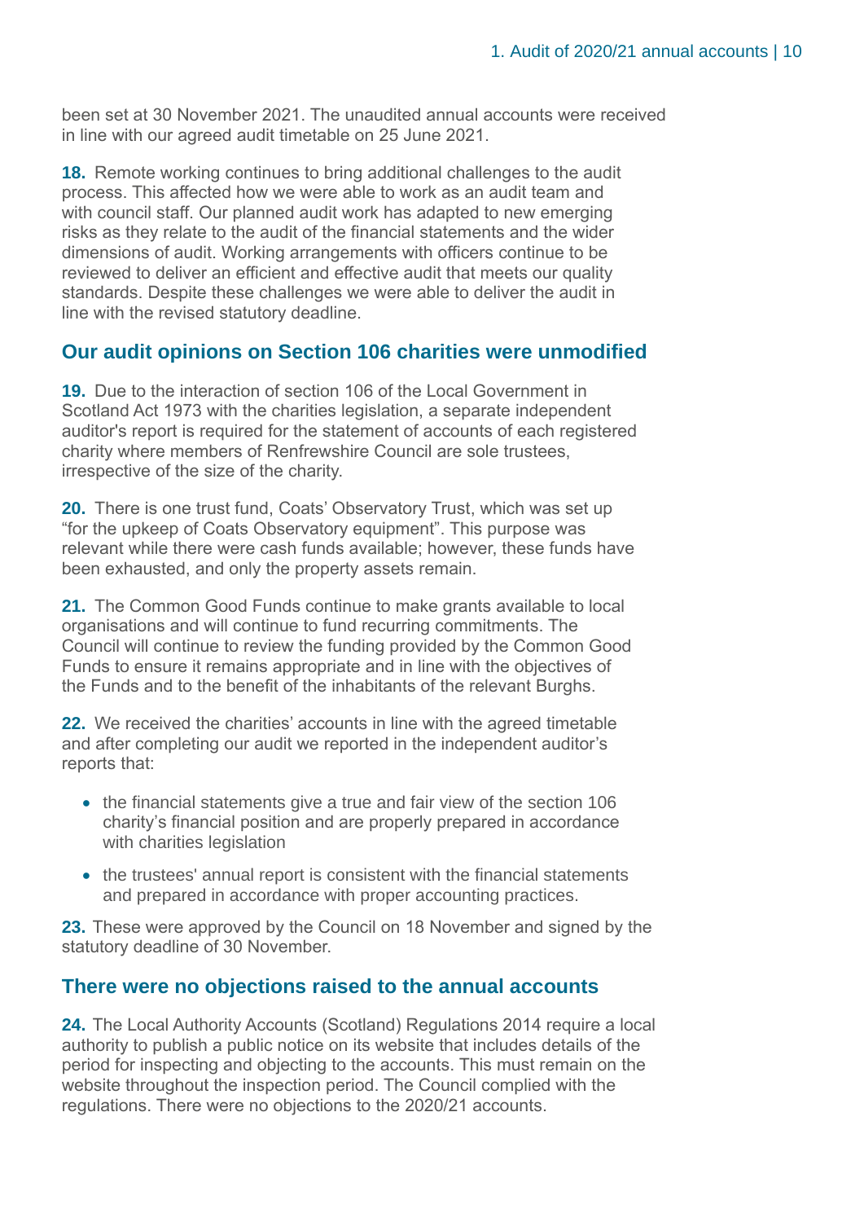been set at 30 November 2021. The unaudited annual accounts were received in line with our agreed audit timetable on 25 June 2021.

**18.** Remote working continues to bring additional challenges to the audit process. This affected how we were able to work as an audit team and with council staff. Our planned audit work has adapted to new emerging risks as they relate to the audit of the financial statements and the wider dimensions of audit. Working arrangements with officers continue to be reviewed to deliver an efficient and effective audit that meets our quality standards. Despite these challenges we were able to deliver the audit in line with the revised statutory deadline.

## Our audit opinions on Section 106 charities were unmodified

**19.** Due to the interaction of section 106 of the Local Government in Scotland Act 1973 with the charities legislation, a separate independent auditor's report is required for the statement of accounts of each registered charity where members of Renfrewshire Council are sole trustees, irrespective of the size of the charity.

**20.** There is one trust fund, Coats' Observatory Trust, which was set up "for the upkeep of Coats Observatory equipment". This purpose was relevant while there were cash funds available; however, these funds have been exhausted, and only the property assets remain.

**21.** The Common Good Funds continue to make grants available to local organisations and will continue to fund recurring commitments. The Council will continue to review the funding provided by the Common Good Funds to ensure it remains appropriate and in line with the objectives of the Funds and to the benefit of the inhabitants of the relevant Burghs.

**22.** We received the charities' accounts in line with the agreed timetable and after completing our audit we reported in the independent auditor's reports that:

- the financial statements give a true and fair view of the section 106 charity's financial position and are properly prepared in accordance with charities legislation
- the trustees' annual report is consistent with the financial statements and prepared in accordance with proper accounting practices.

**23.** These were approved by the Council on 18 November and signed by the statutory deadline of 30 November.

## There were no objections raised to the annual accounts

**24.** The Local Authority Accounts (Scotland) Regulations 2014 require a local authority to publish a public notice on its website that includes details of the period for inspecting and objecting to the accounts. This must remain on the website throughout the inspection period. The Council complied with the regulations. There were no objections to the 2020/21 accounts.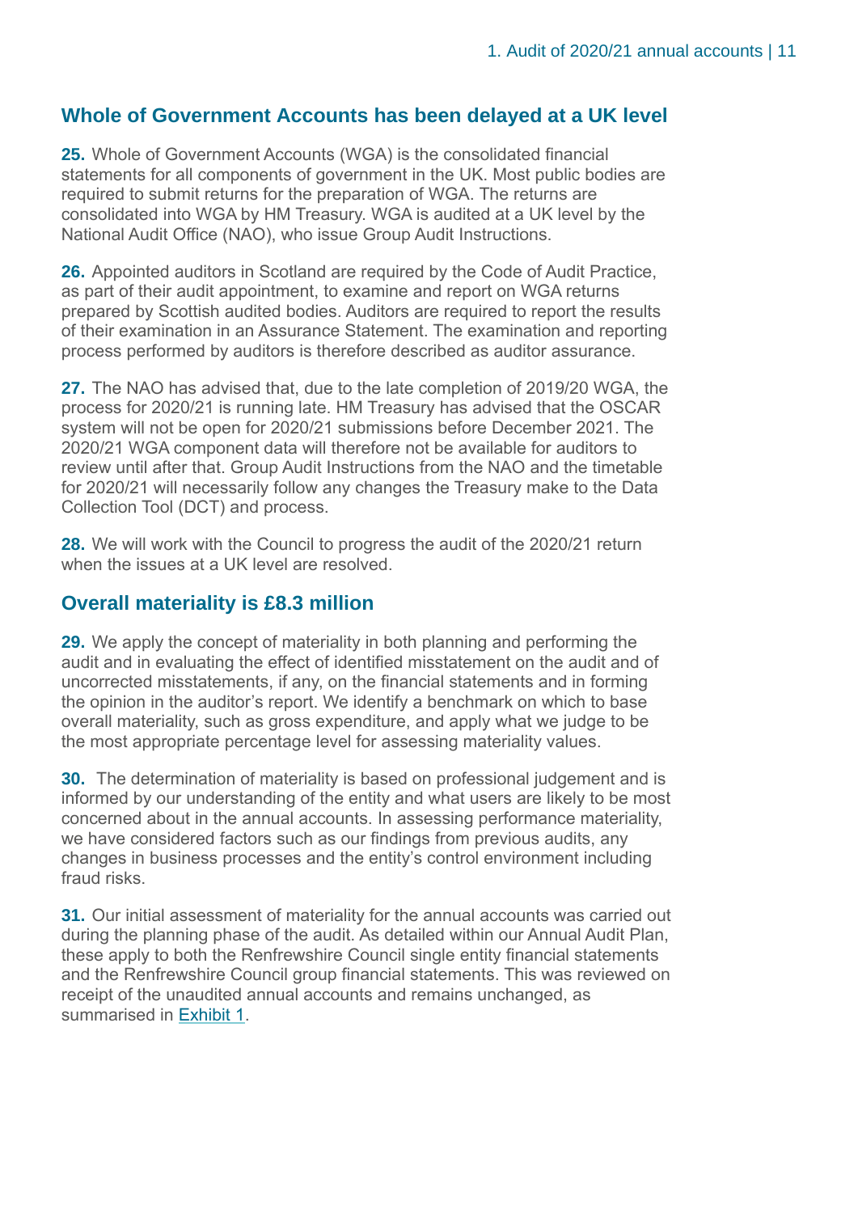## Whole of Government Accounts has been delayed at a UK level

**25.** Whole of Government Accounts (WGA) is the consolidated financial statements for all components of government in the UK. Most public bodies are required to submit returns for the preparation of WGA. The returns are consolidated into WGA by HM Treasury. WGA is audited at a UK level by the National Audit Office (NAO), who issue Group Audit Instructions.

**26.** Appointed auditors in Scotland are required by the Code of Audit Practice, as part of their audit appointment, to examine and report on WGA returns prepared by Scottish audited bodies. Auditors are required to report the results of their examination in an Assurance Statement. The examination and reporting process performed by auditors is therefore described as auditor assurance.

**27.** The NAO has advised that, due to the late completion of 2019/20 WGA, the process for 2020/21 is running late. HM Treasury has advised that the OSCAR system will not be open for 2020/21 submissions before December 2021. The 2020/21 WGA component data will therefore not be available for auditors to review until after that. Group Audit Instructions from the NAO and the timetable for 2020/21 will necessarily follow any changes the Treasury make to the Data Collection Tool (DCT) and process.

**28.** We will work with the Council to progress the audit of the 2020/21 return when the issues at a UK level are resolved.

## Overall materiality is £8.3 million

**29.** We apply the concept of materiality in both planning and performing the audit and in evaluating the effect of identified misstatement on the audit and of uncorrected misstatements, if any, on the financial statements and in forming the opinion in the auditor's report. We identify a benchmark on which to base overall materiality, such as gross expenditure, and apply what we judge to be the most appropriate percentage level for assessing materiality values.

**30.** The determination of materiality is based on professional judgement and is informed by our understanding of the entity and what users are likely to be most concerned about in the annual accounts. In assessing performance materiality, we have considered factors such as our findings from previous audits, any changes in business processes and the entity's control environment including fraud risks.

**31.** Our initial assessment of materiality for the annual accounts was carried out during the planning phase of the audit. As detailed within our Annual Audit Plan, these apply to both the Renfrewshire Council single entity financial statements and the Renfrewshire Council group financial statements. This was reviewed on receipt of the unaudited annual accounts and remains unchanged, as summarised in Exhibit 1.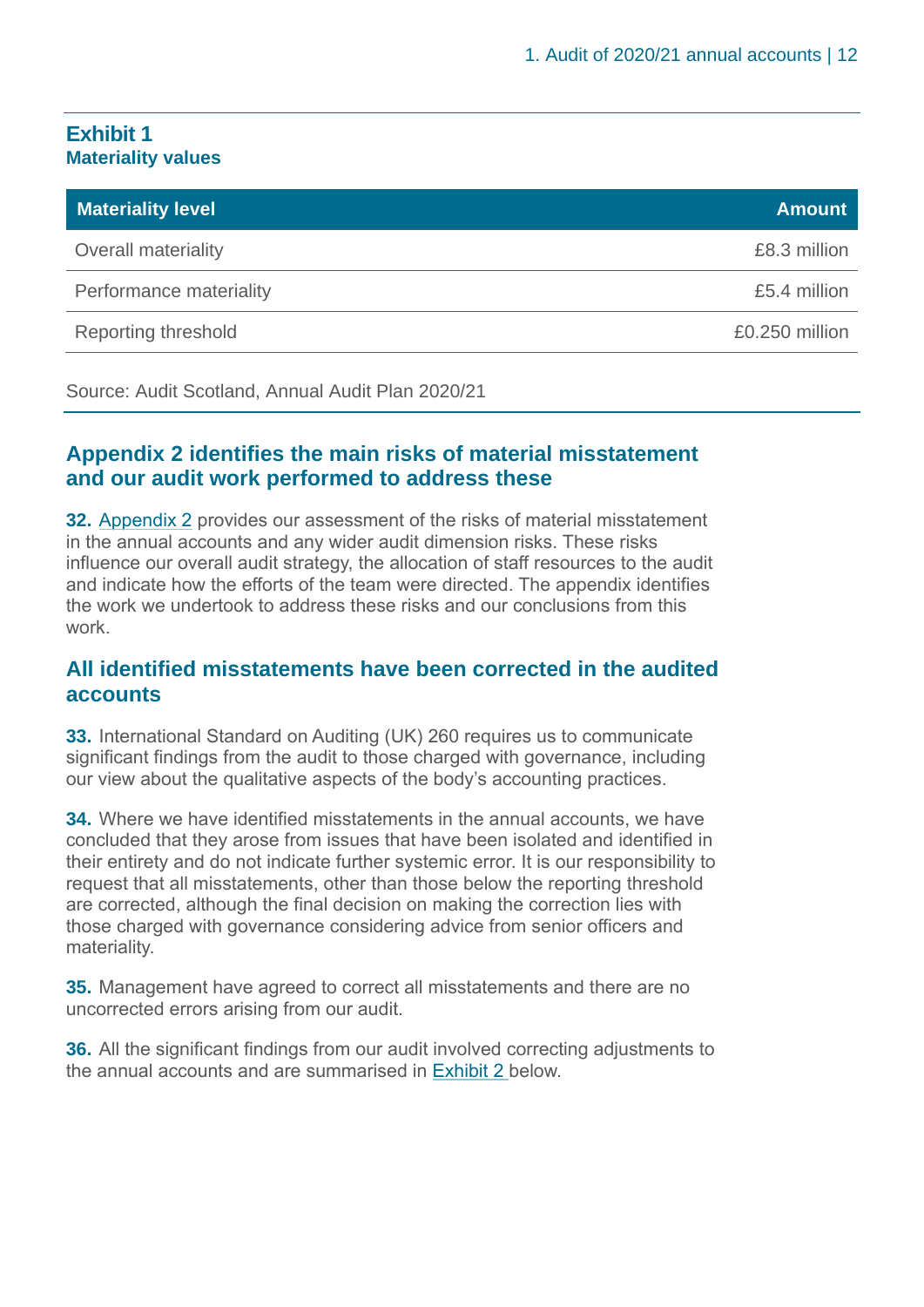## Exhibit 1
### Materiality values

| Materiality level | Amount |
|---|---|
| Overall materiality | £8.3 million |
| Performance materiality | £5.4 million |
| Reporting threshold | £0.250 million |

Source: Audit Scotland, Annual Audit Plan 2020/21

## Appendix 2 identifies the main risks of material misstatement and our audit work performed to address these

**32.** Appendix 2 provides our assessment of the risks of material misstatement in the annual accounts and any wider audit dimension risks. These risks influence our overall audit strategy, the allocation of staff resources to the audit and indicate how the efforts of the team were directed. The appendix identifies the work we undertook to address these risks and our conclusions from this work.

## All identified misstatements have been corrected in the audited accounts

**33.** International Standard on Auditing (UK) 260 requires us to communicate significant findings from the audit to those charged with governance, including our view about the qualitative aspects of the body's accounting practices.

**34.** Where we have identified misstatements in the annual accounts, we have concluded that they arose from issues that have been isolated and identified in their entirety and do not indicate further systemic error. It is our responsibility to request that all misstatements, other than those below the reporting threshold are corrected, although the final decision on making the correction lies with those charged with governance considering advice from senior officers and materiality.

**35.** Management have agreed to correct all misstatements and there are no uncorrected errors arising from our audit.

**36.** All the significant findings from our audit involved correcting adjustments to the annual accounts and are summarised in Exhibit 2 below.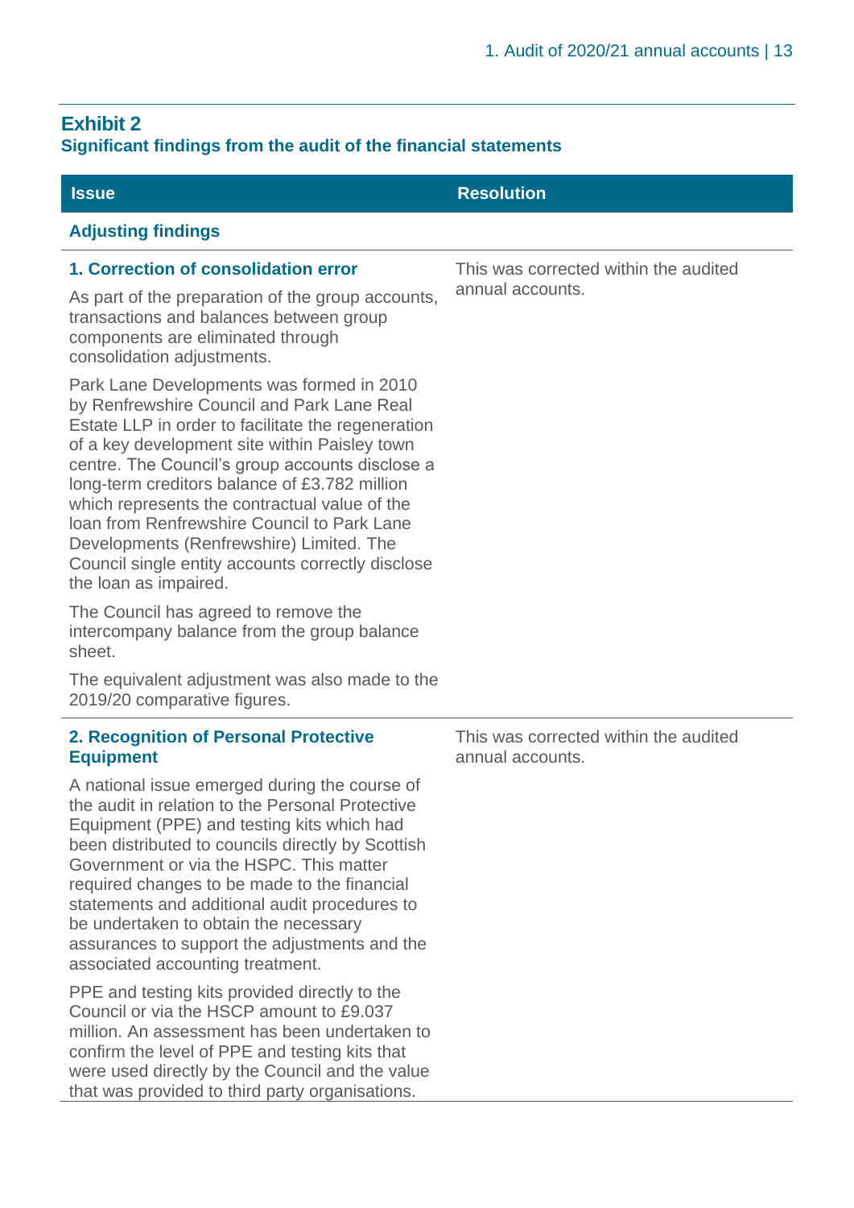## Exhibit 2

**Significant findings from the audit of the financial statements**

| Issue | Resolution |
|---|---|
| **Adjusting findings** | |
| **1. Correction of consolidation error**<br><br>As part of the preparation of the group accounts, transactions and balances between group components are eliminated through consolidation adjustments.<br><br>Park Lane Developments was formed in 2010 by Renfrewshire Council and Park Lane Real Estate LLP in order to facilitate the regeneration of a key development site within Paisley town centre. The Council's group accounts disclose a long-term creditors balance of £3.782 million which represents the contractual value of the loan from Renfrewshire Council to Park Lane Developments (Renfrewshire) Limited. The Council single entity accounts correctly disclose the loan as impaired.<br><br>The Council has agreed to remove the intercompany balance from the group balance sheet.<br><br>The equivalent adjustment was also made to the 2019/20 comparative figures. | This was corrected within the audited annual accounts. |
| **2. Recognition of Personal Protective Equipment**<br><br>A national issue emerged during the course of the audit in relation to the Personal Protective Equipment (PPE) and testing kits which had been distributed to councils directly by Scottish Government or via the HSPC. This matter required changes to be made to the financial statements and additional audit procedures to be undertaken to obtain the necessary assurances to support the adjustments and the associated accounting treatment.<br><br>PPE and testing kits provided directly to the Council or via the HSCP amount to £9.037 million. An assessment has been undertaken to confirm the level of PPE and testing kits that were used directly by the Council and the value that was provided to third party organisations. | This was corrected within the audited annual accounts. |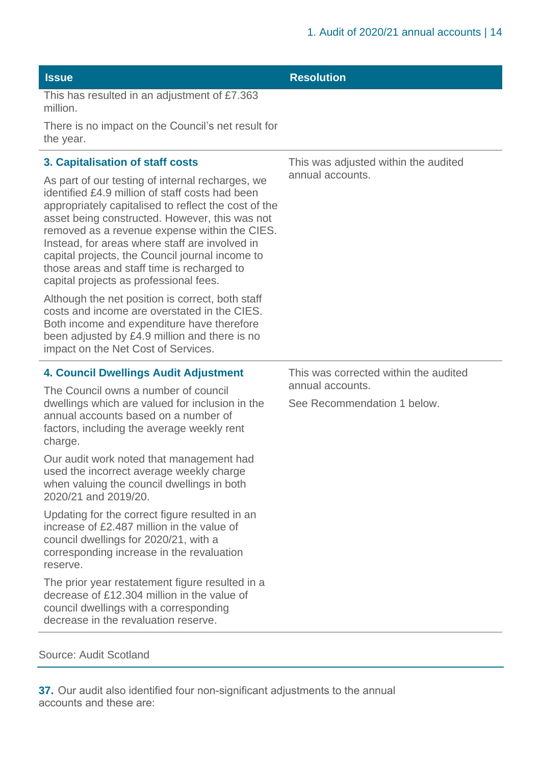| Issue | Resolution |
| --- | --- |
| This has resulted in an adjustment of £7.363 million.<br><br>There is no impact on the Council's net result for the year. | |
| **3. Capitalisation of staff costs**<br><br>As part of our testing of internal recharges, we identified £4.9 million of staff costs had been appropriately capitalised to reflect the cost of the asset being constructed. However, this was not removed as a revenue expense within the CIES. Instead, for areas where staff are involved in capital projects, the Council journal income to those areas and staff time is recharged to capital projects as professional fees.<br><br>Although the net position is correct, both staff costs and income are overstated in the CIES. Both income and expenditure have therefore been adjusted by £4.9 million and there is no impact on the Net Cost of Services. | This was adjusted within the audited annual accounts. |
| **4. Council Dwellings Audit Adjustment**<br><br>The Council owns a number of council dwellings which are valued for inclusion in the annual accounts based on a number of factors, including the average weekly rent charge.<br><br>Our audit work noted that management had used the incorrect average weekly charge when valuing the council dwellings in both 2020/21 and 2019/20.<br><br>Updating for the correct figure resulted in an increase of £2.487 million in the value of council dwellings for 2020/21, with a corresponding increase in the revaluation reserve.<br><br>The prior year restatement figure resulted in a decrease of £12.304 million in the value of council dwellings with a corresponding decrease in the revaluation reserve. | This was corrected within the audited annual accounts.<br><br>See Recommendation 1 below. |

Source: Audit Scotland

**37.** Our audit also identified four non-significant adjustments to the annual accounts and these are: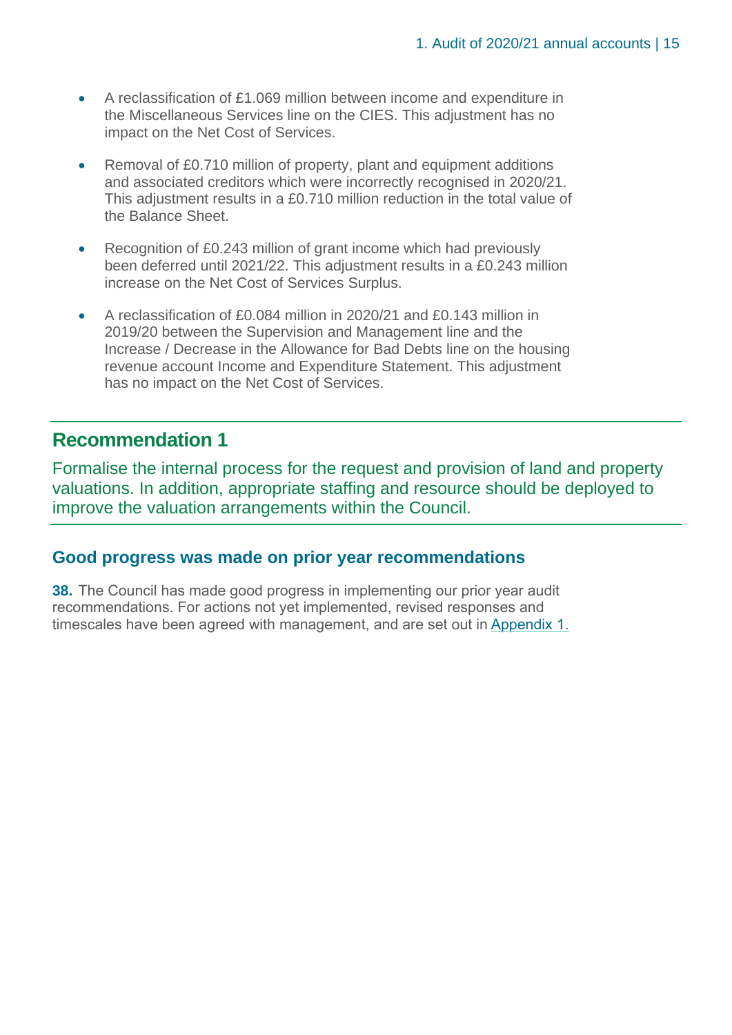- A reclassification of £1.069 million between income and expenditure in the Miscellaneous Services line on the CIES. This adjustment has no impact on the Net Cost of Services.
- Removal of £0.710 million of property, plant and equipment additions and associated creditors which were incorrectly recognised in 2020/21. This adjustment results in a £0.710 million reduction in the total value of the Balance Sheet.
- Recognition of £0.243 million of grant income which had previously been deferred until 2021/22. This adjustment results in a £0.243 million increase on the Net Cost of Services Surplus.
- A reclassification of £0.084 million in 2020/21 and £0.143 million in 2019/20 between the Supervision and Management line and the Increase / Decrease in the Allowance for Bad Debts line on the housing revenue account Income and Expenditure Statement. This adjustment has no impact on the Net Cost of Services.

## Recommendation 1

Formalise the internal process for the request and provision of land and property valuations. In addition, appropriate staffing and resource should be deployed to improve the valuation arrangements within the Council.

### Good progress was made on prior year recommendations

**38.** The Council has made good progress in implementing our prior year audit recommendations. For actions not yet implemented, revised responses and timescales have been agreed with management, and are set out in Appendix 1.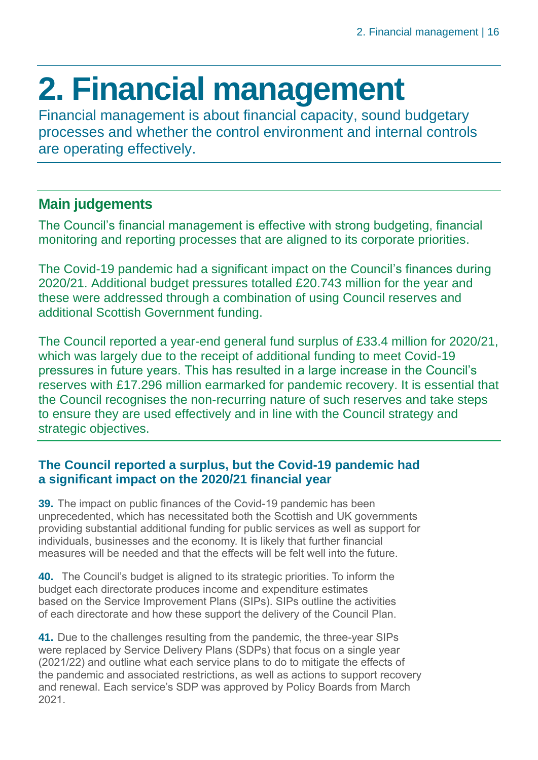# 2. Financial management

Financial management is about financial capacity, sound budgetary processes and whether the control environment and internal controls are operating effectively.

## Main judgements

The Council's financial management is effective with strong budgeting, financial monitoring and reporting processes that are aligned to its corporate priorities.

The Covid-19 pandemic had a significant impact on the Council's finances during 2020/21. Additional budget pressures totalled £20.743 million for the year and these were addressed through a combination of using Council reserves and additional Scottish Government funding.

The Council reported a year-end general fund surplus of £33.4 million for 2020/21, which was largely due to the receipt of additional funding to meet Covid-19 pressures in future years. This has resulted in a large increase in the Council's reserves with £17.296 million earmarked for pandemic recovery. It is essential that the Council recognises the non-recurring nature of such reserves and take steps to ensure they are used effectively and in line with the Council strategy and strategic objectives.

### The Council reported a surplus, but the Covid-19 pandemic had a significant impact on the 2020/21 financial year

**39.** The impact on public finances of the Covid-19 pandemic has been unprecedented, which has necessitated both the Scottish and UK governments providing substantial additional funding for public services as well as support for individuals, businesses and the economy. It is likely that further financial measures will be needed and that the effects will be felt well into the future.

**40.** The Council's budget is aligned to its strategic priorities. To inform the budget each directorate produces income and expenditure estimates based on the Service Improvement Plans (SIPs). SIPs outline the activities of each directorate and how these support the delivery of the Council Plan.

**41.** Due to the challenges resulting from the pandemic, the three-year SIPs were replaced by Service Delivery Plans (SDPs) that focus on a single year (2021/22) and outline what each service plans to do to mitigate the effects of the pandemic and associated restrictions, as well as actions to support recovery and renewal. Each service's SDP was approved by Policy Boards from March 2021.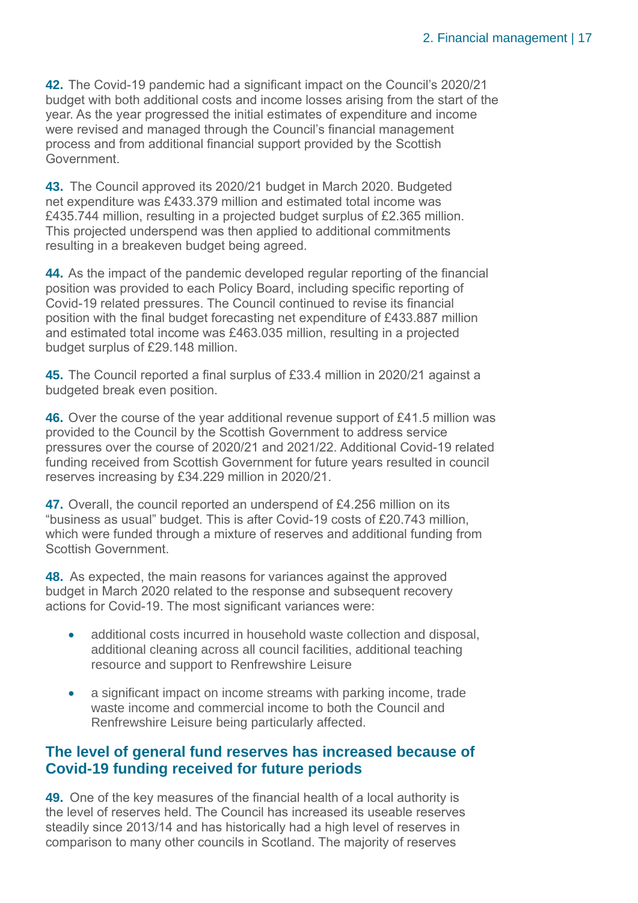**42.** The Covid-19 pandemic had a significant impact on the Council's 2020/21 budget with both additional costs and income losses arising from the start of the year. As the year progressed the initial estimates of expenditure and income were revised and managed through the Council's financial management process and from additional financial support provided by the Scottish Government.

**43.** The Council approved its 2020/21 budget in March 2020. Budgeted net expenditure was £433.379 million and estimated total income was £435.744 million, resulting in a projected budget surplus of £2.365 million. This projected underspend was then applied to additional commitments resulting in a breakeven budget being agreed.

**44.** As the impact of the pandemic developed regular reporting of the financial position was provided to each Policy Board, including specific reporting of Covid-19 related pressures. The Council continued to revise its financial position with the final budget forecasting net expenditure of £433.887 million and estimated total income was £463.035 million, resulting in a projected budget surplus of £29.148 million.

**45.** The Council reported a final surplus of £33.4 million in 2020/21 against a budgeted break even position.

**46.** Over the course of the year additional revenue support of £41.5 million was provided to the Council by the Scottish Government to address service pressures over the course of 2020/21 and 2021/22. Additional Covid-19 related funding received from Scottish Government for future years resulted in council reserves increasing by £34.229 million in 2020/21.

**47.** Overall, the council reported an underspend of £4.256 million on its "business as usual" budget. This is after Covid-19 costs of £20.743 million, which were funded through a mixture of reserves and additional funding from Scottish Government.

**48.** As expected, the main reasons for variances against the approved budget in March 2020 related to the response and subsequent recovery actions for Covid-19. The most significant variances were:

- additional costs incurred in household waste collection and disposal, additional cleaning across all council facilities, additional teaching resource and support to Renfrewshire Leisure
- a significant impact on income streams with parking income, trade waste income and commercial income to both the Council and Renfrewshire Leisure being particularly affected.

## The level of general fund reserves has increased because of Covid-19 funding received for future periods

**49.** One of the key measures of the financial health of a local authority is the level of reserves held. The Council has increased its useable reserves steadily since 2013/14 and has historically had a high level of reserves in comparison to many other councils in Scotland. The majority of reserves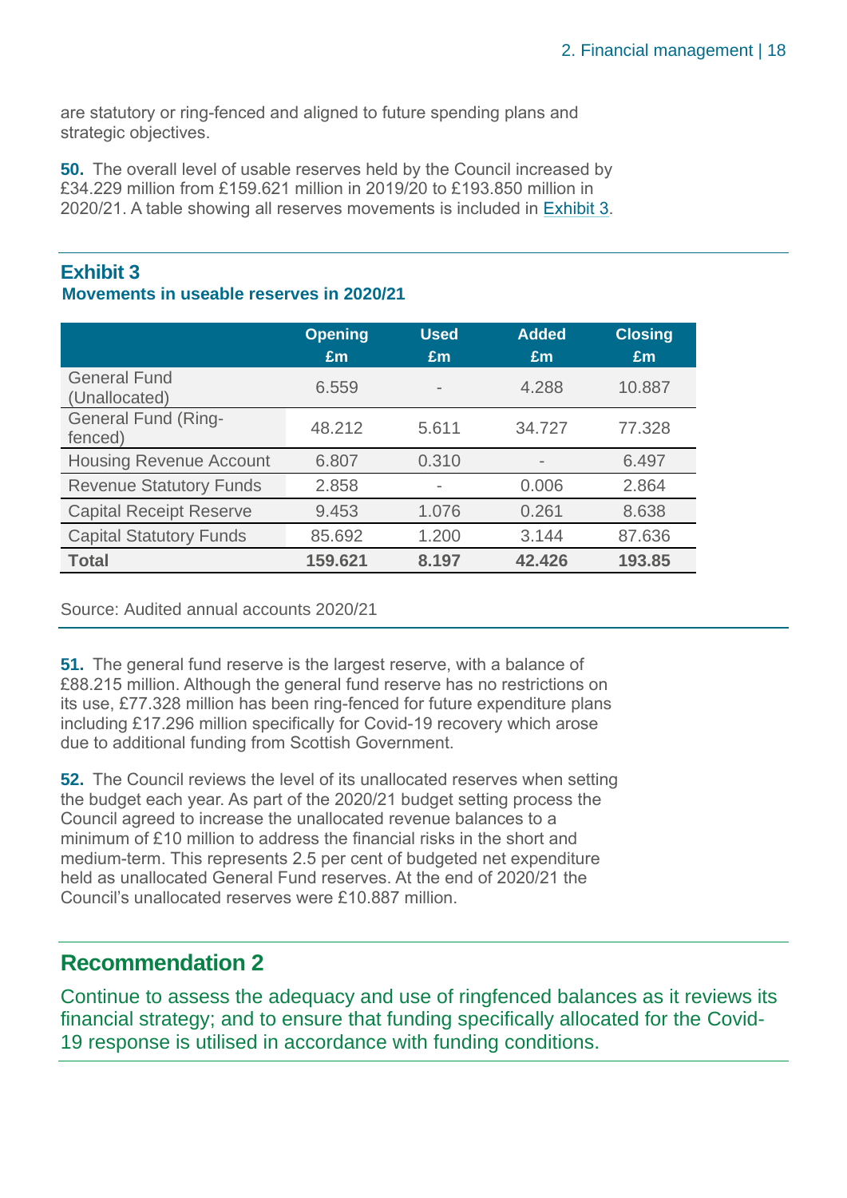are statutory or ring-fenced and aligned to future spending plans and strategic objectives.

**50.** The overall level of usable reserves held by the Council increased by £34.229 million from £159.621 million in 2019/20 to £193.850 million in 2020/21. A table showing all reserves movements is included in Exhibit 3.

### Exhibit 3
**Movements in useable reserves in 2020/21**

| | Opening £m | Used £m | Added £m | Closing £m |
|---|---|---|---|---|
| General Fund (Unallocated) | 6.559 | - | 4.288 | 10.887 |
| General Fund (Ring-fenced) | 48.212 | 5.611 | 34.727 | 77.328 |
| Housing Revenue Account | 6.807 | 0.310 | - | 6.497 |
| Revenue Statutory Funds | 2.858 | - | 0.006 | 2.864 |
| Capital Receipt Reserve | 9.453 | 1.076 | 0.261 | 8.638 |
| Capital Statutory Funds | 85.692 | 1.200 | 3.144 | 87.636 |
| **Total** | **159.621** | **8.197** | **42.426** | **193.85** |

Source: Audited annual accounts 2020/21

**51.** The general fund reserve is the largest reserve, with a balance of £88.215 million. Although the general fund reserve has no restrictions on its use, £77.328 million has been ring-fenced for future expenditure plans including £17.296 million specifically for Covid-19 recovery which arose due to additional funding from Scottish Government.

**52.** The Council reviews the level of its unallocated reserves when setting the budget each year. As part of the 2020/21 budget setting process the Council agreed to increase the unallocated revenue balances to a minimum of £10 million to address the financial risks in the short and medium-term. This represents 2.5 per cent of budgeted net expenditure held as unallocated General Fund reserves. At the end of 2020/21 the Council's unallocated reserves were £10.887 million.

## Recommendation 2

Continue to assess the adequacy and use of ringfenced balances as it reviews its financial strategy; and to ensure that funding specifically allocated for the Covid-19 response is utilised in accordance with funding conditions.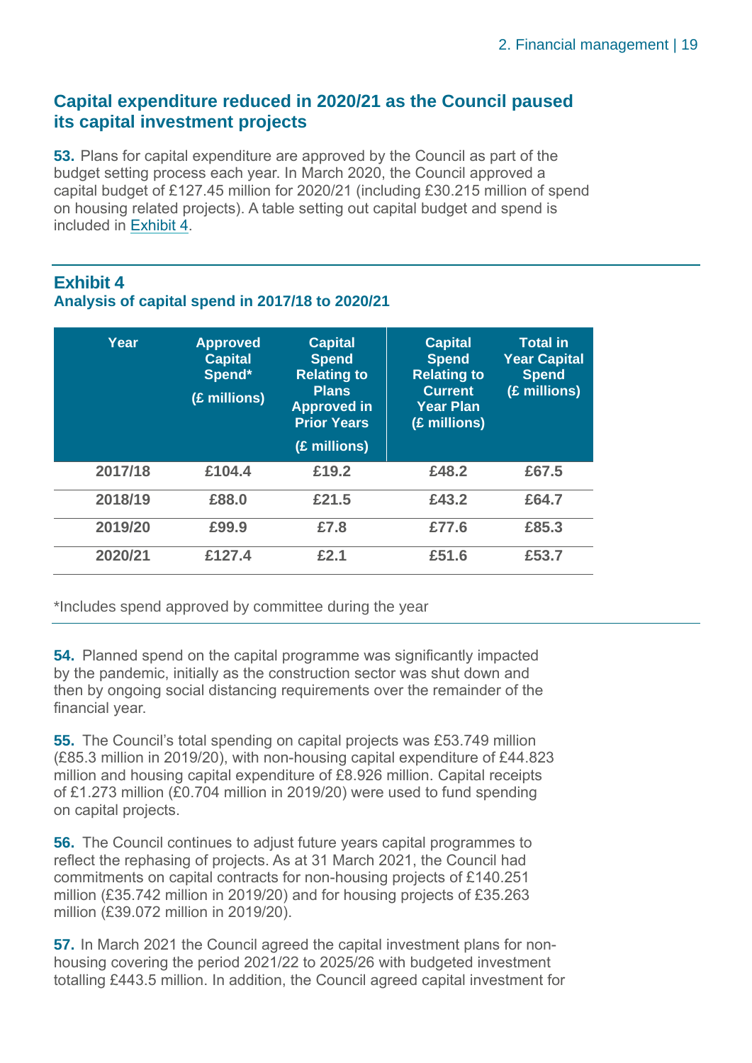## Capital expenditure reduced in 2020/21 as the Council paused its capital investment projects

**53.** Plans for capital expenditure are approved by the Council as part of the budget setting process each year. In March 2020, the Council approved a capital budget of £127.45 million for 2020/21 (including £30.215 million of spend on housing related projects). A table setting out capital budget and spend is included in Exhibit 4.

### Exhibit 4
**Analysis of capital spend in 2017/18 to 2020/21**

| Year | Approved Capital Spend* (£ millions) | Capital Spend Relating to Plans Approved in Prior Years (£ millions) | Capital Spend Relating to Current Year Plan (£ millions) | Total in Year Capital Spend (£ millions) |
|---|---|---|---|---|
| 2017/18 | £104.4 | £19.2 | £48.2 | £67.5 |
| 2018/19 | £88.0 | £21.5 | £43.2 | £64.7 |
| 2019/20 | £99.9 | £7.8 | £77.6 | £85.3 |
| 2020/21 | £127.4 | £2.1 | £51.6 | £53.7 |

*Includes spend approved by committee during the year

**54.** Planned spend on the capital programme was significantly impacted by the pandemic, initially as the construction sector was shut down and then by ongoing social distancing requirements over the remainder of the financial year.

**55.** The Council's total spending on capital projects was £53.749 million (£85.3 million in 2019/20), with non-housing capital expenditure of £44.823 million and housing capital expenditure of £8.926 million. Capital receipts of £1.273 million (£0.704 million in 2019/20) were used to fund spending on capital projects.

**56.** The Council continues to adjust future years capital programmes to reflect the rephasing of projects. As at 31 March 2021, the Council had commitments on capital contracts for non-housing projects of £140.251 million (£35.742 million in 2019/20) and for housing projects of £35.263 million (£39.072 million in 2019/20).

**57.** In March 2021 the Council agreed the capital investment plans for non-housing covering the period 2021/22 to 2025/26 with budgeted investment totalling £443.5 million. In addition, the Council agreed capital investment for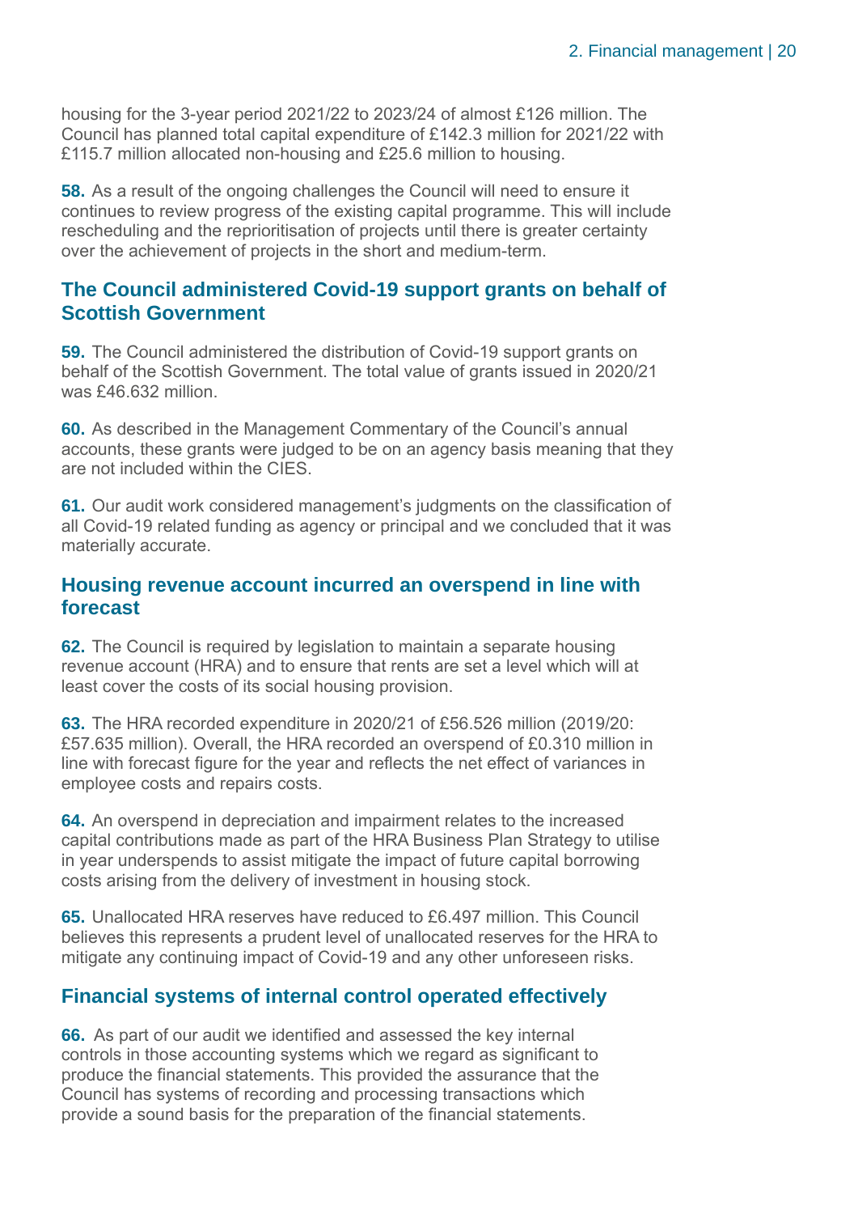housing for the 3-year period 2021/22 to 2023/24 of almost £126 million. The Council has planned total capital expenditure of £142.3 million for 2021/22 with £115.7 million allocated non-housing and £25.6 million to housing.

**58.** As a result of the ongoing challenges the Council will need to ensure it continues to review progress of the existing capital programme. This will include rescheduling and the reprioritisation of projects until there is greater certainty over the achievement of projects in the short and medium-term.

## The Council administered Covid-19 support grants on behalf of Scottish Government

**59.** The Council administered the distribution of Covid-19 support grants on behalf of the Scottish Government. The total value of grants issued in 2020/21 was £46.632 million.

**60.** As described in the Management Commentary of the Council's annual accounts, these grants were judged to be on an agency basis meaning that they are not included within the CIES.

**61.** Our audit work considered management's judgments on the classification of all Covid-19 related funding as agency or principal and we concluded that it was materially accurate.

## Housing revenue account incurred an overspend in line with forecast

**62.** The Council is required by legislation to maintain a separate housing revenue account (HRA) and to ensure that rents are set a level which will at least cover the costs of its social housing provision.

**63.** The HRA recorded expenditure in 2020/21 of £56.526 million (2019/20: £57.635 million). Overall, the HRA recorded an overspend of £0.310 million in line with forecast figure for the year and reflects the net effect of variances in employee costs and repairs costs.

**64.** An overspend in depreciation and impairment relates to the increased capital contributions made as part of the HRA Business Plan Strategy to utilise in year underspends to assist mitigate the impact of future capital borrowing costs arising from the delivery of investment in housing stock.

**65.** Unallocated HRA reserves have reduced to £6.497 million. This Council believes this represents a prudent level of unallocated reserves for the HRA to mitigate any continuing impact of Covid-19 and any other unforeseen risks.

## Financial systems of internal control operated effectively

**66.** As part of our audit we identified and assessed the key internal controls in those accounting systems which we regard as significant to produce the financial statements. This provided the assurance that the Council has systems of recording and processing transactions which provide a sound basis for the preparation of the financial statements.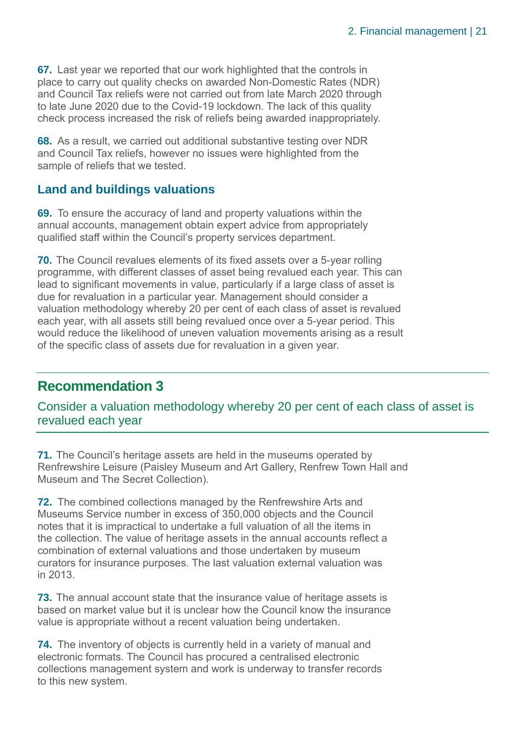**67.** Last year we reported that our work highlighted that the controls in place to carry out quality checks on awarded Non-Domestic Rates (NDR) and Council Tax reliefs were not carried out from late March 2020 through to late June 2020 due to the Covid-19 lockdown. The lack of this quality check process increased the risk of reliefs being awarded inappropriately.

**68.** As a result, we carried out additional substantive testing over NDR and Council Tax reliefs, however no issues were highlighted from the sample of reliefs that we tested.

### Land and buildings valuations

**69.** To ensure the accuracy of land and property valuations within the annual accounts, management obtain expert advice from appropriately qualified staff within the Council's property services department.

**70.** The Council revalues elements of its fixed assets over a 5-year rolling programme, with different classes of asset being revalued each year. This can lead to significant movements in value, particularly if a large class of asset is due for revaluation in a particular year. Management should consider a valuation methodology whereby 20 per cent of each class of asset is revalued each year, with all assets still being revalued once over a 5-year period. This would reduce the likelihood of uneven valuation movements arising as a result of the specific class of assets due for revaluation in a given year.

## Recommendation 3

Consider a valuation methodology whereby 20 per cent of each class of asset is revalued each year

**71.** The Council's heritage assets are held in the museums operated by Renfrewshire Leisure (Paisley Museum and Art Gallery, Renfrew Town Hall and Museum and The Secret Collection).

**72.** The combined collections managed by the Renfrewshire Arts and Museums Service number in excess of 350,000 objects and the Council notes that it is impractical to undertake a full valuation of all the items in the collection. The value of heritage assets in the annual accounts reflect a combination of external valuations and those undertaken by museum curators for insurance purposes. The last valuation external valuation was in 2013.

**73.** The annual account state that the insurance value of heritage assets is based on market value but it is unclear how the Council know the insurance value is appropriate without a recent valuation being undertaken.

**74.** The inventory of objects is currently held in a variety of manual and electronic formats. The Council has procured a centralised electronic collections management system and work is underway to transfer records to this new system.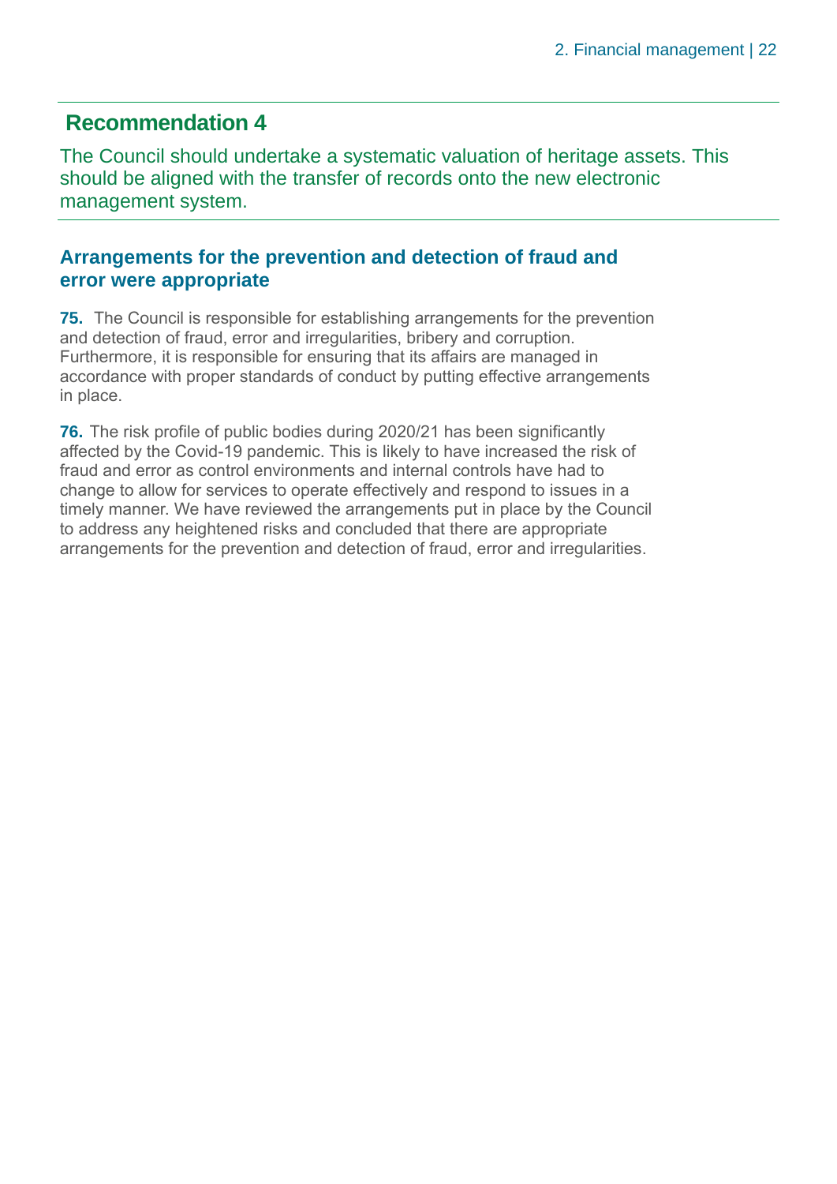## Recommendation 4

The Council should undertake a systematic valuation of heritage assets. This should be aligned with the transfer of records onto the new electronic management system.

### Arrangements for the prevention and detection of fraud and error were appropriate

**75.** The Council is responsible for establishing arrangements for the prevention and detection of fraud, error and irregularities, bribery and corruption. Furthermore, it is responsible for ensuring that its affairs are managed in accordance with proper standards of conduct by putting effective arrangements in place.

**76.** The risk profile of public bodies during 2020/21 has been significantly affected by the Covid-19 pandemic. This is likely to have increased the risk of fraud and error as control environments and internal controls have had to change to allow for services to operate effectively and respond to issues in a timely manner. We have reviewed the arrangements put in place by the Council to address any heightened risks and concluded that there are appropriate arrangements for the prevention and detection of fraud, error and irregularities.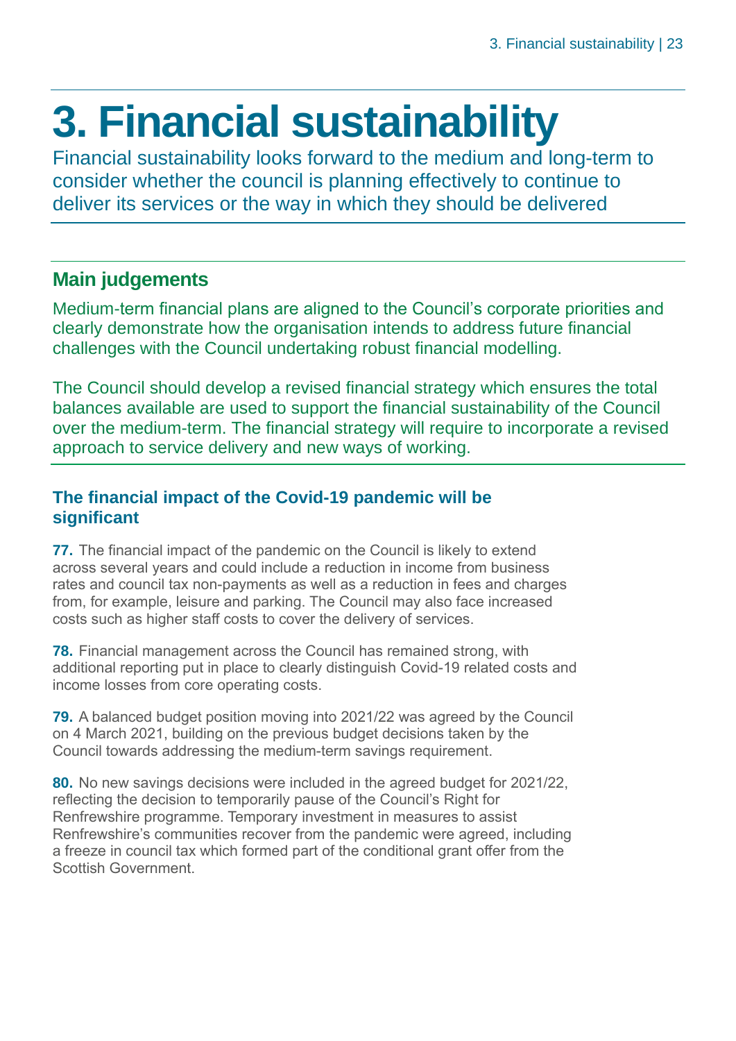# 3. Financial sustainability

Financial sustainability looks forward to the medium and long-term to consider whether the council is planning effectively to continue to deliver its services or the way in which they should be delivered

## Main judgements

Medium-term financial plans are aligned to the Council's corporate priorities and clearly demonstrate how the organisation intends to address future financial challenges with the Council undertaking robust financial modelling.

The Council should develop a revised financial strategy which ensures the total balances available are used to support the financial sustainability of the Council over the medium-term. The financial strategy will require to incorporate a revised approach to service delivery and new ways of working.

### The financial impact of the Covid-19 pandemic will be significant

**77.** The financial impact of the pandemic on the Council is likely to extend across several years and could include a reduction in income from business rates and council tax non-payments as well as a reduction in fees and charges from, for example, leisure and parking. The Council may also face increased costs such as higher staff costs to cover the delivery of services.

**78.** Financial management across the Council has remained strong, with additional reporting put in place to clearly distinguish Covid-19 related costs and income losses from core operating costs.

**79.** A balanced budget position moving into 2021/22 was agreed by the Council on 4 March 2021, building on the previous budget decisions taken by the Council towards addressing the medium-term savings requirement.

**80.** No new savings decisions were included in the agreed budget for 2021/22, reflecting the decision to temporarily pause of the Council's Right for Renfrewshire programme. Temporary investment in measures to assist Renfrewshire's communities recover from the pandemic were agreed, including a freeze in council tax which formed part of the conditional grant offer from the Scottish Government.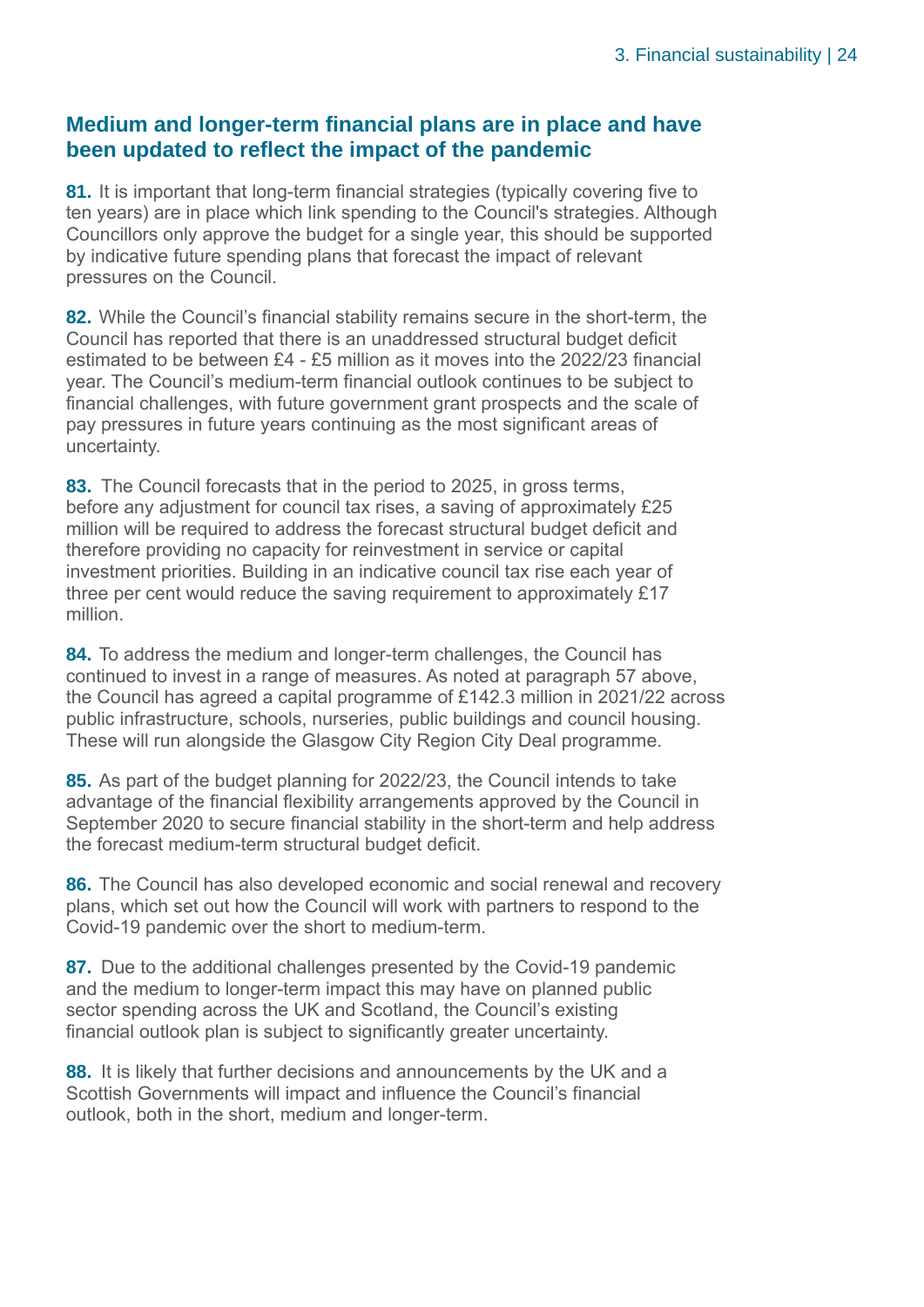## Medium and longer-term financial plans are in place and have been updated to reflect the impact of the pandemic

**81.** It is important that long-term financial strategies (typically covering five to ten years) are in place which link spending to the Council's strategies. Although Councillors only approve the budget for a single year, this should be supported by indicative future spending plans that forecast the impact of relevant pressures on the Council.

**82.** While the Council's financial stability remains secure in the short-term, the Council has reported that there is an unaddressed structural budget deficit estimated to be between £4 - £5 million as it moves into the 2022/23 financial year. The Council's medium-term financial outlook continues to be subject to financial challenges, with future government grant prospects and the scale of pay pressures in future years continuing as the most significant areas of uncertainty.

**83.** The Council forecasts that in the period to 2025, in gross terms, before any adjustment for council tax rises, a saving of approximately £25 million will be required to address the forecast structural budget deficit and therefore providing no capacity for reinvestment in service or capital investment priorities. Building in an indicative council tax rise each year of three per cent would reduce the saving requirement to approximately £17 million.

**84.** To address the medium and longer-term challenges, the Council has continued to invest in a range of measures. As noted at paragraph 57 above, the Council has agreed a capital programme of £142.3 million in 2021/22 across public infrastructure, schools, nurseries, public buildings and council housing. These will run alongside the Glasgow City Region City Deal programme.

**85.** As part of the budget planning for 2022/23, the Council intends to take advantage of the financial flexibility arrangements approved by the Council in September 2020 to secure financial stability in the short-term and help address the forecast medium-term structural budget deficit.

**86.** The Council has also developed economic and social renewal and recovery plans, which set out how the Council will work with partners to respond to the Covid-19 pandemic over the short to medium-term.

**87.** Due to the additional challenges presented by the Covid-19 pandemic and the medium to longer-term impact this may have on planned public sector spending across the UK and Scotland, the Council's existing financial outlook plan is subject to significantly greater uncertainty.

**88.** It is likely that further decisions and announcements by the UK and a Scottish Governments will impact and influence the Council's financial outlook, both in the short, medium and longer-term.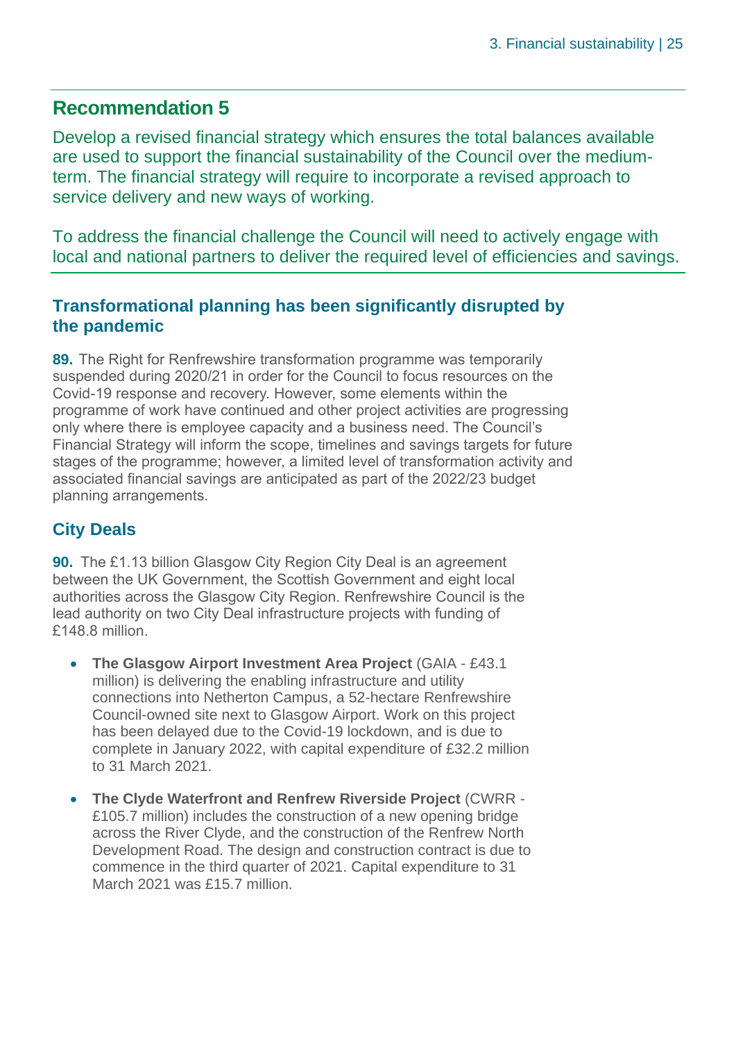## Recommendation 5

Develop a revised financial strategy which ensures the total balances available are used to support the financial sustainability of the Council over the medium-term. The financial strategy will require to incorporate a revised approach to service delivery and new ways of working.

To address the financial challenge the Council will need to actively engage with local and national partners to deliver the required level of efficiencies and savings.

### Transformational planning has been significantly disrupted by the pandemic

**89.** The Right for Renfrewshire transformation programme was temporarily suspended during 2020/21 in order for the Council to focus resources on the Covid-19 response and recovery. However, some elements within the programme of work have continued and other project activities are progressing only where there is employee capacity and a business need. The Council's Financial Strategy will inform the scope, timelines and savings targets for future stages of the programme; however, a limited level of transformation activity and associated financial savings are anticipated as part of the 2022/23 budget planning arrangements.

### City Deals

**90.** The £1.13 billion Glasgow City Region City Deal is an agreement between the UK Government, the Scottish Government and eight local authorities across the Glasgow City Region. Renfrewshire Council is the lead authority on two City Deal infrastructure projects with funding of £148.8 million.

- **The Glasgow Airport Investment Area Project** (GAIA - £43.1 million) is delivering the enabling infrastructure and utility connections into Netherton Campus, a 52-hectare Renfrewshire Council-owned site next to Glasgow Airport. Work on this project has been delayed due to the Covid-19 lockdown, and is due to complete in January 2022, with capital expenditure of £32.2 million to 31 March 2021.
- **The Clyde Waterfront and Renfrew Riverside Project** (CWRR - £105.7 million) includes the construction of a new opening bridge across the River Clyde, and the construction of the Renfrew North Development Road. The design and construction contract is due to commence in the third quarter of 2021. Capital expenditure to 31 March 2021 was £15.7 million.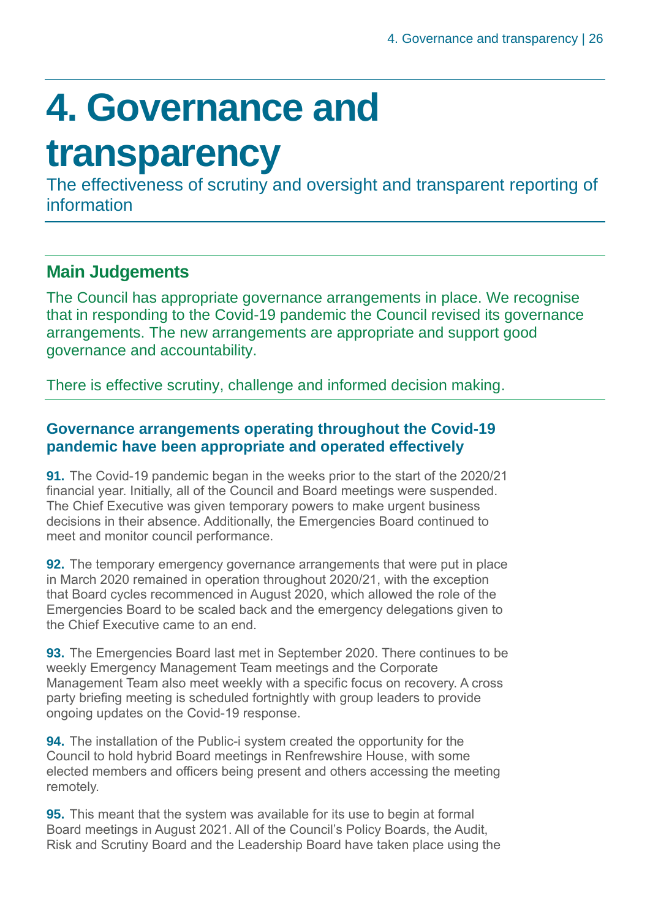# 4. Governance and transparency

The effectiveness of scrutiny and oversight and transparent reporting of information

## Main Judgements

The Council has appropriate governance arrangements in place. We recognise that in responding to the Covid-19 pandemic the Council revised its governance arrangements. The new arrangements are appropriate and support good governance and accountability.

There is effective scrutiny, challenge and informed decision making.

### Governance arrangements operating throughout the Covid-19 pandemic have been appropriate and operated effectively

**91.** The Covid-19 pandemic began in the weeks prior to the start of the 2020/21 financial year. Initially, all of the Council and Board meetings were suspended. The Chief Executive was given temporary powers to make urgent business decisions in their absence. Additionally, the Emergencies Board continued to meet and monitor council performance.

**92.** The temporary emergency governance arrangements that were put in place in March 2020 remained in operation throughout 2020/21, with the exception that Board cycles recommenced in August 2020, which allowed the role of the Emergencies Board to be scaled back and the emergency delegations given to the Chief Executive came to an end.

**93.** The Emergencies Board last met in September 2020. There continues to be weekly Emergency Management Team meetings and the Corporate Management Team also meet weekly with a specific focus on recovery. A cross party briefing meeting is scheduled fortnightly with group leaders to provide ongoing updates on the Covid-19 response.

**94.** The installation of the Public-i system created the opportunity for the Council to hold hybrid Board meetings in Renfrewshire House, with some elected members and officers being present and others accessing the meeting remotely.

**95.** This meant that the system was available for its use to begin at formal Board meetings in August 2021. All of the Council's Policy Boards, the Audit, Risk and Scrutiny Board and the Leadership Board have taken place using the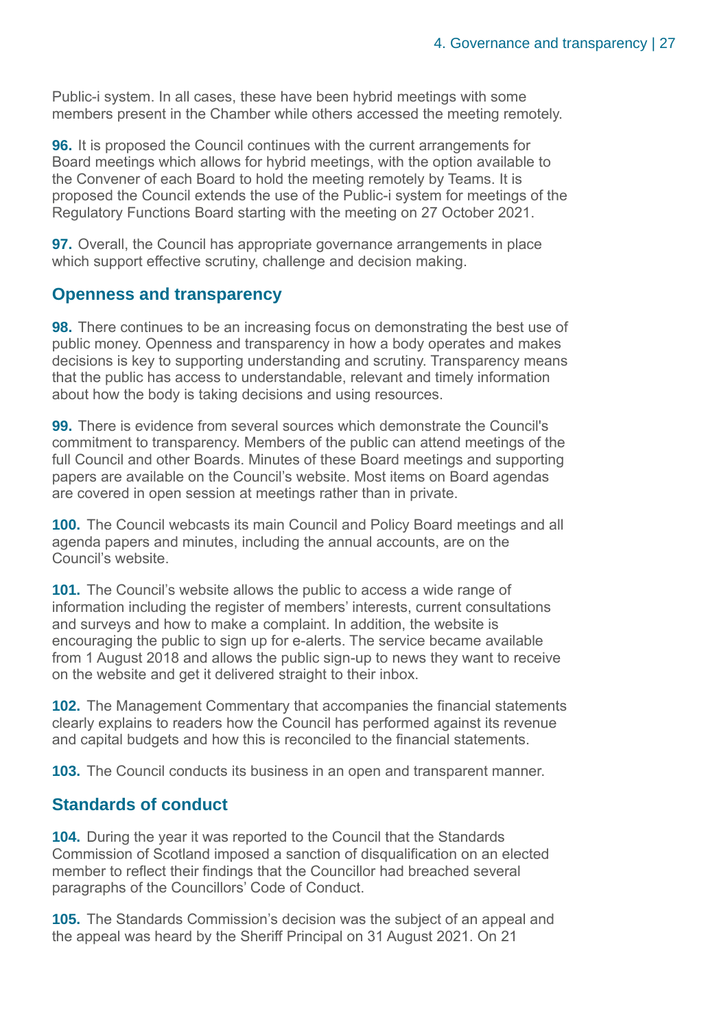Public-i system. In all cases, these have been hybrid meetings with some members present in the Chamber while others accessed the meeting remotely.

**96.** It is proposed the Council continues with the current arrangements for Board meetings which allows for hybrid meetings, with the option available to the Convener of each Board to hold the meeting remotely by Teams. It is proposed the Council extends the use of the Public-i system for meetings of the Regulatory Functions Board starting with the meeting on 27 October 2021.

**97.** Overall, the Council has appropriate governance arrangements in place which support effective scrutiny, challenge and decision making.

## Openness and transparency

**98.** There continues to be an increasing focus on demonstrating the best use of public money. Openness and transparency in how a body operates and makes decisions is key to supporting understanding and scrutiny. Transparency means that the public has access to understandable, relevant and timely information about how the body is taking decisions and using resources.

**99.** There is evidence from several sources which demonstrate the Council's commitment to transparency. Members of the public can attend meetings of the full Council and other Boards. Minutes of these Board meetings and supporting papers are available on the Council's website. Most items on Board agendas are covered in open session at meetings rather than in private.

**100.** The Council webcasts its main Council and Policy Board meetings and all agenda papers and minutes, including the annual accounts, are on the Council's website.

**101.** The Council's website allows the public to access a wide range of information including the register of members' interests, current consultations and surveys and how to make a complaint. In addition, the website is encouraging the public to sign up for e-alerts. The service became available from 1 August 2018 and allows the public sign-up to news they want to receive on the website and get it delivered straight to their inbox.

**102.** The Management Commentary that accompanies the financial statements clearly explains to readers how the Council has performed against its revenue and capital budgets and how this is reconciled to the financial statements.

**103.** The Council conducts its business in an open and transparent manner.

## Standards of conduct

**104.** During the year it was reported to the Council that the Standards Commission of Scotland imposed a sanction of disqualification on an elected member to reflect their findings that the Councillor had breached several paragraphs of the Councillors' Code of Conduct.

**105.** The Standards Commission's decision was the subject of an appeal and the appeal was heard by the Sheriff Principal on 31 August 2021. On 21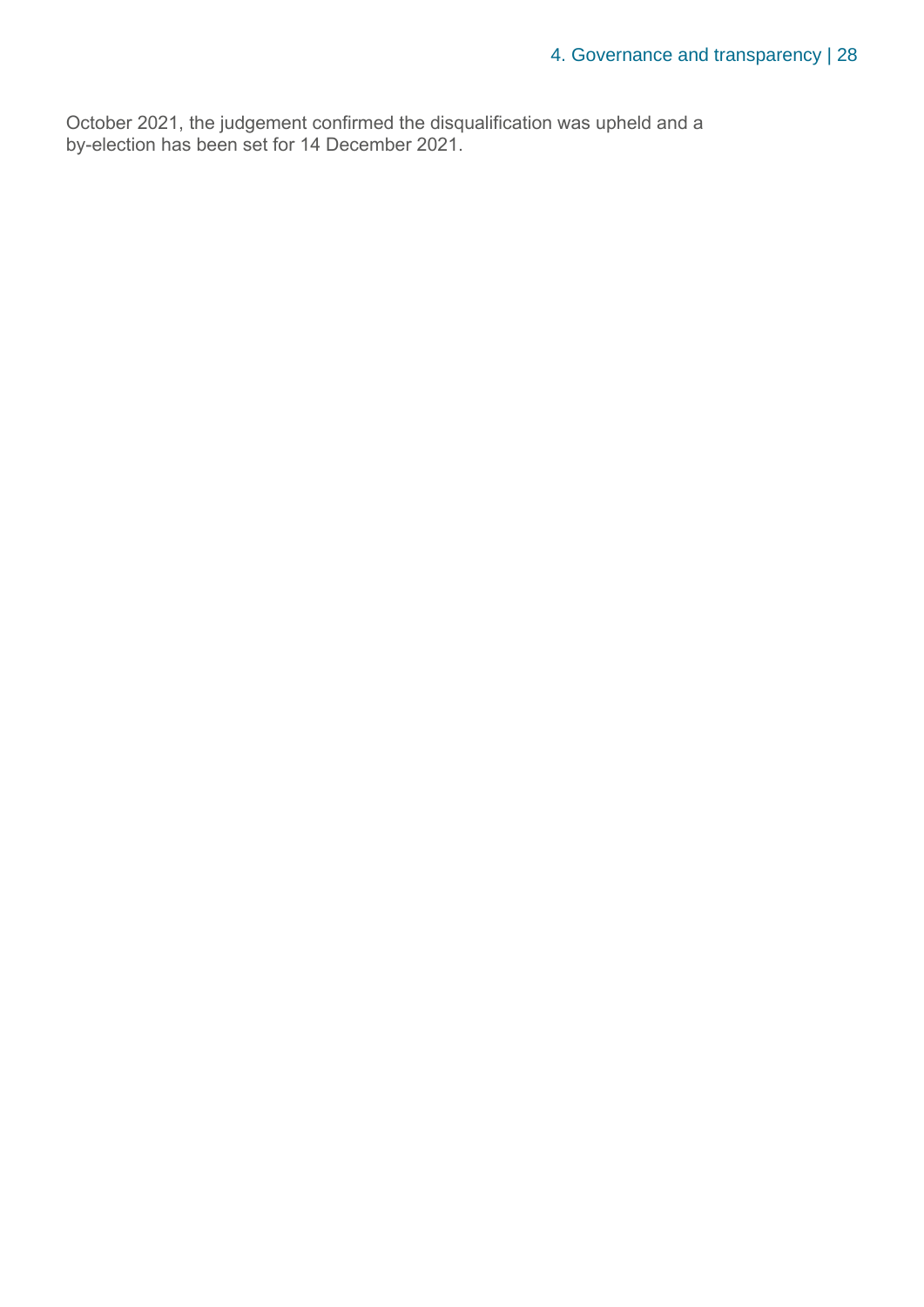October 2021, the judgement confirmed the disqualification was upheld and a by-election has been set for 14 December 2021.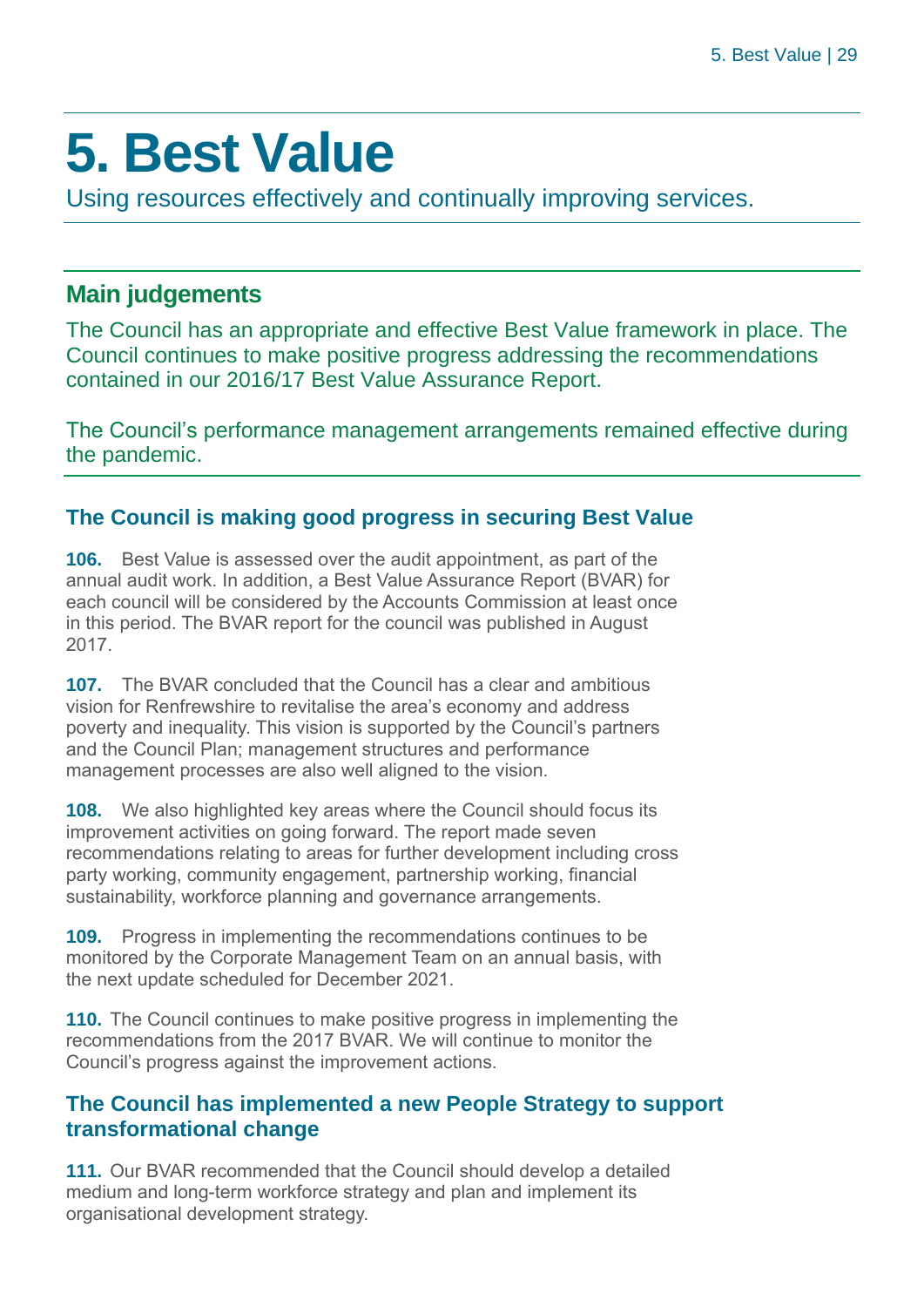# 5. Best Value

Using resources effectively and continually improving services.

## Main judgements

The Council has an appropriate and effective Best Value framework in place. The Council continues to make positive progress addressing the recommendations contained in our 2016/17 Best Value Assurance Report.

The Council's performance management arrangements remained effective during the pandemic.

### The Council is making good progress in securing Best Value

**106.** Best Value is assessed over the audit appointment, as part of the annual audit work. In addition, a Best Value Assurance Report (BVAR) for each council will be considered by the Accounts Commission at least once in this period. The BVAR report for the council was published in August 2017.

**107.** The BVAR concluded that the Council has a clear and ambitious vision for Renfrewshire to revitalise the area's economy and address poverty and inequality. This vision is supported by the Council's partners and the Council Plan; management structures and performance management processes are also well aligned to the vision.

**108.** We also highlighted key areas where the Council should focus its improvement activities on going forward. The report made seven recommendations relating to areas for further development including cross party working, community engagement, partnership working, financial sustainability, workforce planning and governance arrangements.

**109.** Progress in implementing the recommendations continues to be monitored by the Corporate Management Team on an annual basis, with the next update scheduled for December 2021.

**110.** The Council continues to make positive progress in implementing the recommendations from the 2017 BVAR. We will continue to monitor the Council's progress against the improvement actions.

### The Council has implemented a new People Strategy to support transformational change

**111.** Our BVAR recommended that the Council should develop a detailed medium and long-term workforce strategy and plan and implement its organisational development strategy.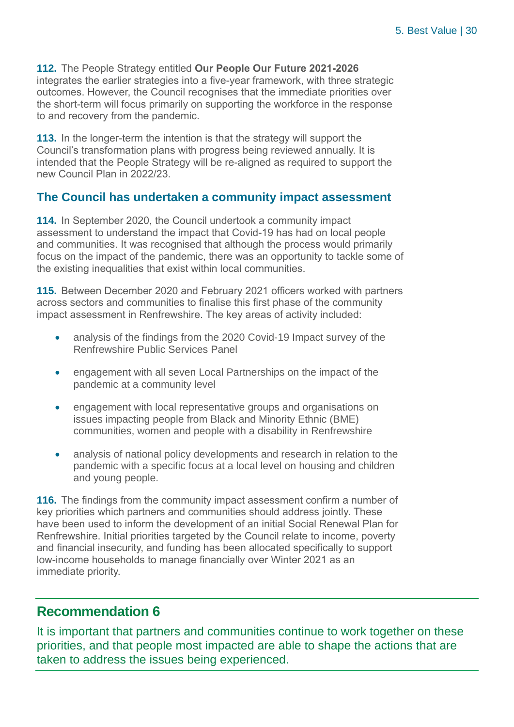**112.** The People Strategy entitled **Our People Our Future 2021-2026** integrates the earlier strategies into a five-year framework, with three strategic outcomes. However, the Council recognises that the immediate priorities over the short-term will focus primarily on supporting the workforce in the response to and recovery from the pandemic.

**113.** In the longer-term the intention is that the strategy will support the Council's transformation plans with progress being reviewed annually. It is intended that the People Strategy will be re-aligned as required to support the new Council Plan in 2022/23.

### The Council has undertaken a community impact assessment

**114.** In September 2020, the Council undertook a community impact assessment to understand the impact that Covid-19 has had on local people and communities. It was recognised that although the process would primarily focus on the impact of the pandemic, there was an opportunity to tackle some of the existing inequalities that exist within local communities.

**115.** Between December 2020 and February 2021 officers worked with partners across sectors and communities to finalise this first phase of the community impact assessment in Renfrewshire. The key areas of activity included:

- analysis of the findings from the 2020 Covid-19 Impact survey of the Renfrewshire Public Services Panel
- engagement with all seven Local Partnerships on the impact of the pandemic at a community level
- engagement with local representative groups and organisations on issues impacting people from Black and Minority Ethnic (BME) communities, women and people with a disability in Renfrewshire
- analysis of national policy developments and research in relation to the pandemic with a specific focus at a local level on housing and children and young people.

**116.** The findings from the community impact assessment confirm a number of key priorities which partners and communities should address jointly. These have been used to inform the development of an initial Social Renewal Plan for Renfrewshire. Initial priorities targeted by the Council relate to income, poverty and financial insecurity, and funding has been allocated specifically to support low-income households to manage financially over Winter 2021 as an immediate priority.

## Recommendation 6

It is important that partners and communities continue to work together on these priorities, and that people most impacted are able to shape the actions that are taken to address the issues being experienced.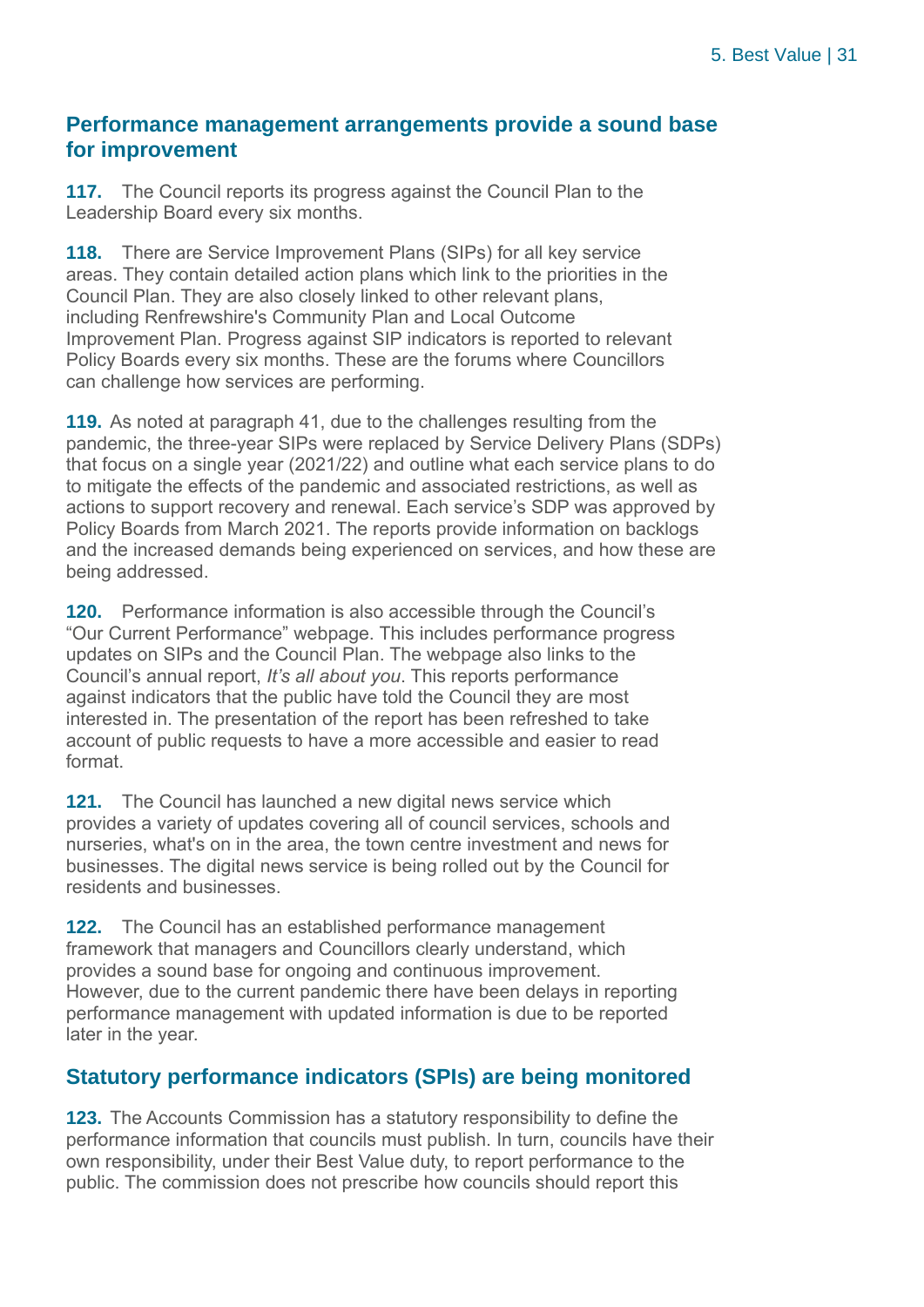## Performance management arrangements provide a sound base for improvement

**117.** The Council reports its progress against the Council Plan to the Leadership Board every six months.

**118.** There are Service Improvement Plans (SIPs) for all key service areas. They contain detailed action plans which link to the priorities in the Council Plan. They are also closely linked to other relevant plans, including Renfrewshire's Community Plan and Local Outcome Improvement Plan. Progress against SIP indicators is reported to relevant Policy Boards every six months. These are the forums where Councillors can challenge how services are performing.

**119.** As noted at paragraph 41, due to the challenges resulting from the pandemic, the three-year SIPs were replaced by Service Delivery Plans (SDPs) that focus on a single year (2021/22) and outline what each service plans to do to mitigate the effects of the pandemic and associated restrictions, as well as actions to support recovery and renewal. Each service's SDP was approved by Policy Boards from March 2021. The reports provide information on backlogs and the increased demands being experienced on services, and how these are being addressed.

**120.** Performance information is also accessible through the Council's "Our Current Performance" webpage. This includes performance progress updates on SIPs and the Council Plan. The webpage also links to the Council's annual report, *It's all about you*. This reports performance against indicators that the public have told the Council they are most interested in. The presentation of the report has been refreshed to take account of public requests to have a more accessible and easier to read format.

**121.** The Council has launched a new digital news service which provides a variety of updates covering all of council services, schools and nurseries, what's on in the area, the town centre investment and news for businesses. The digital news service is being rolled out by the Council for residents and businesses.

**122.** The Council has an established performance management framework that managers and Councillors clearly understand, which provides a sound base for ongoing and continuous improvement. However, due to the current pandemic there have been delays in reporting performance management with updated information is due to be reported later in the year.

## Statutory performance indicators (SPIs) are being monitored

**123.** The Accounts Commission has a statutory responsibility to define the performance information that councils must publish. In turn, councils have their own responsibility, under their Best Value duty, to report performance to the public. The commission does not prescribe how councils should report this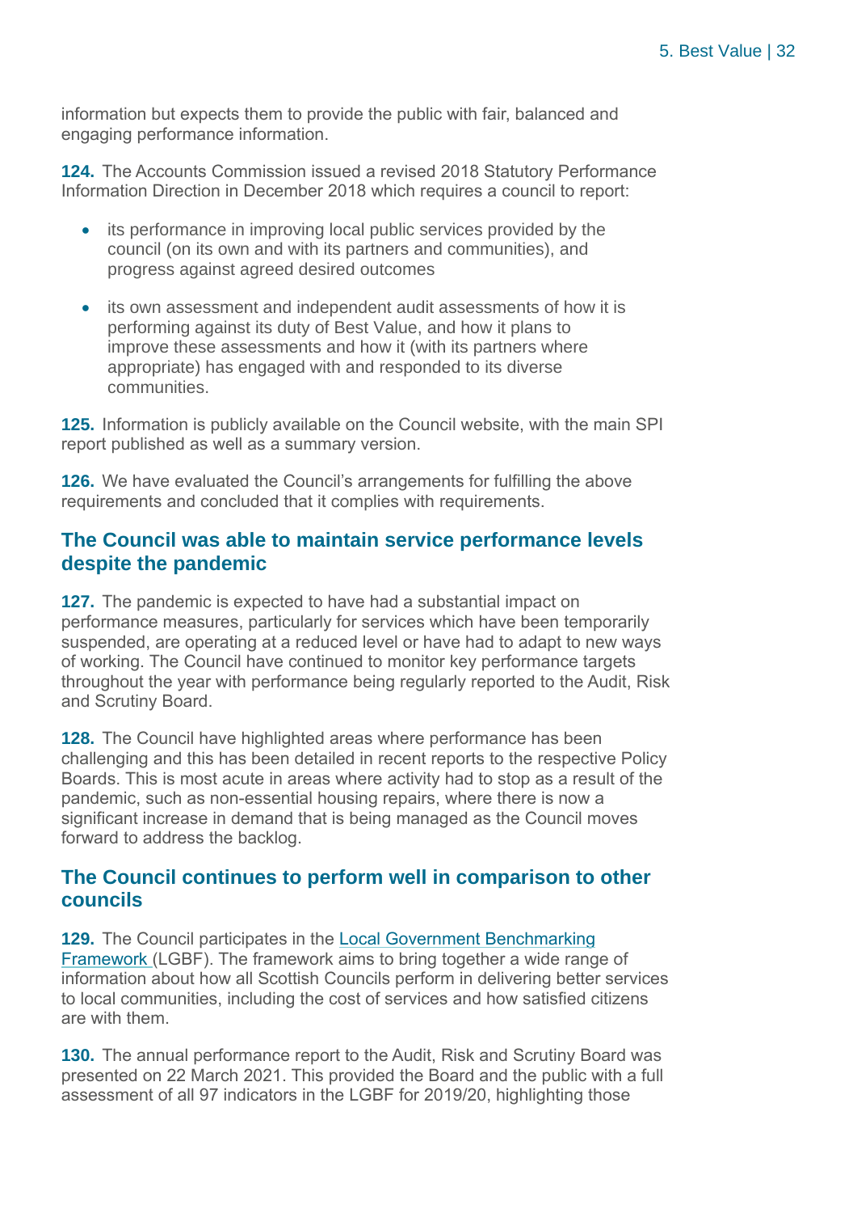information but expects them to provide the public with fair, balanced and engaging performance information.

**124.** The Accounts Commission issued a revised 2018 Statutory Performance Information Direction in December 2018 which requires a council to report:

- its performance in improving local public services provided by the council (on its own and with its partners and communities), and progress against agreed desired outcomes
- its own assessment and independent audit assessments of how it is performing against its duty of Best Value, and how it plans to improve these assessments and how it (with its partners where appropriate) has engaged with and responded to its diverse communities.

**125.** Information is publicly available on the Council website, with the main SPI report published as well as a summary version.

**126.** We have evaluated the Council's arrangements for fulfilling the above requirements and concluded that it complies with requirements.

## The Council was able to maintain service performance levels despite the pandemic

**127.** The pandemic is expected to have had a substantial impact on performance measures, particularly for services which have been temporarily suspended, are operating at a reduced level or have had to adapt to new ways of working. The Council have continued to monitor key performance targets throughout the year with performance being regularly reported to the Audit, Risk and Scrutiny Board.

**128.** The Council have highlighted areas where performance has been challenging and this has been detailed in recent reports to the respective Policy Boards. This is most acute in areas where activity had to stop as a result of the pandemic, such as non-essential housing repairs, where there is now a significant increase in demand that is being managed as the Council moves forward to address the backlog.

## The Council continues to perform well in comparison to other councils

**129.** The Council participates in the Local Government Benchmarking Framework (LGBF). The framework aims to bring together a wide range of information about how all Scottish Councils perform in delivering better services to local communities, including the cost of services and how satisfied citizens are with them.

**130.** The annual performance report to the Audit, Risk and Scrutiny Board was presented on 22 March 2021. This provided the Board and the public with a full assessment of all 97 indicators in the LGBF for 2019/20, highlighting those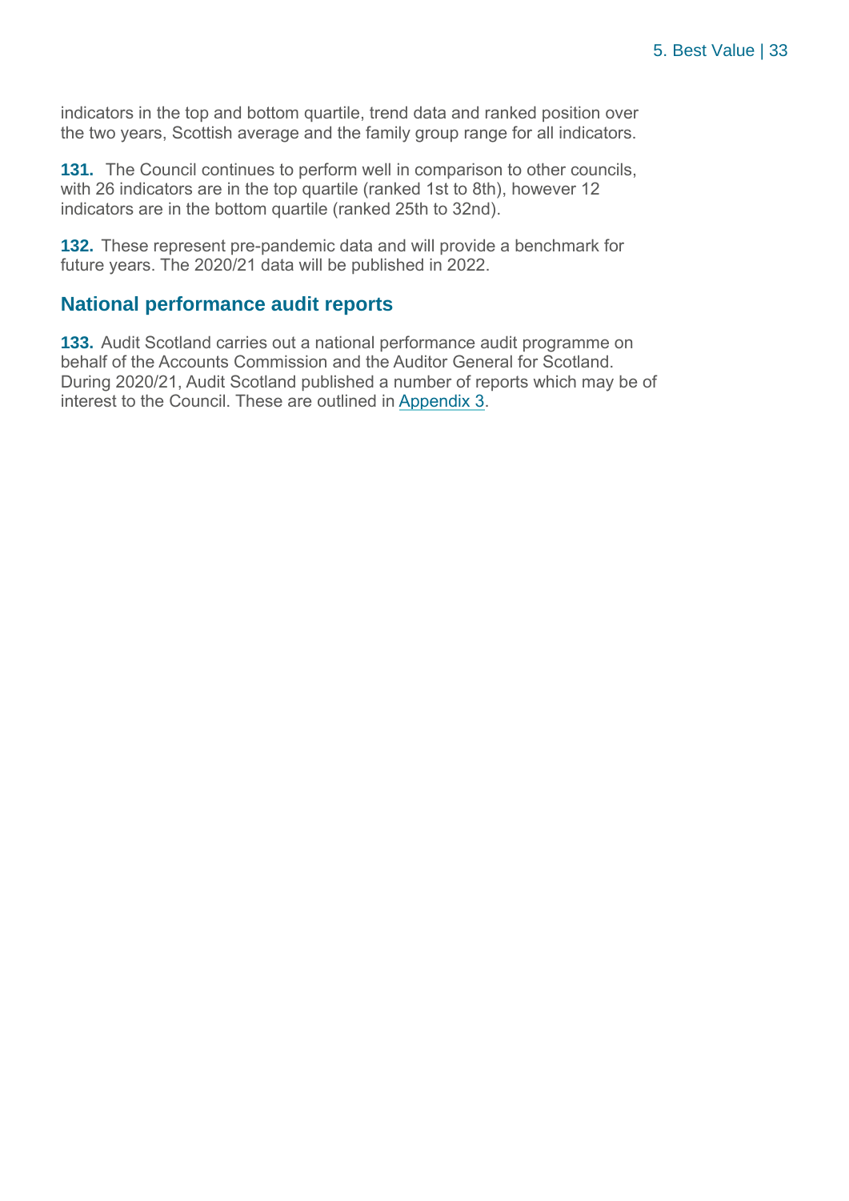indicators in the top and bottom quartile, trend data and ranked position over the two years, Scottish average and the family group range for all indicators.

**131.** The Council continues to perform well in comparison to other councils, with 26 indicators are in the top quartile (ranked 1st to 8th), however 12 indicators are in the bottom quartile (ranked 25th to 32nd).

**132.** These represent pre-pandemic data and will provide a benchmark for future years. The 2020/21 data will be published in 2022.

## National performance audit reports

**133.** Audit Scotland carries out a national performance audit programme on behalf of the Accounts Commission and the Auditor General for Scotland. During 2020/21, Audit Scotland published a number of reports which may be of interest to the Council. These are outlined in Appendix 3.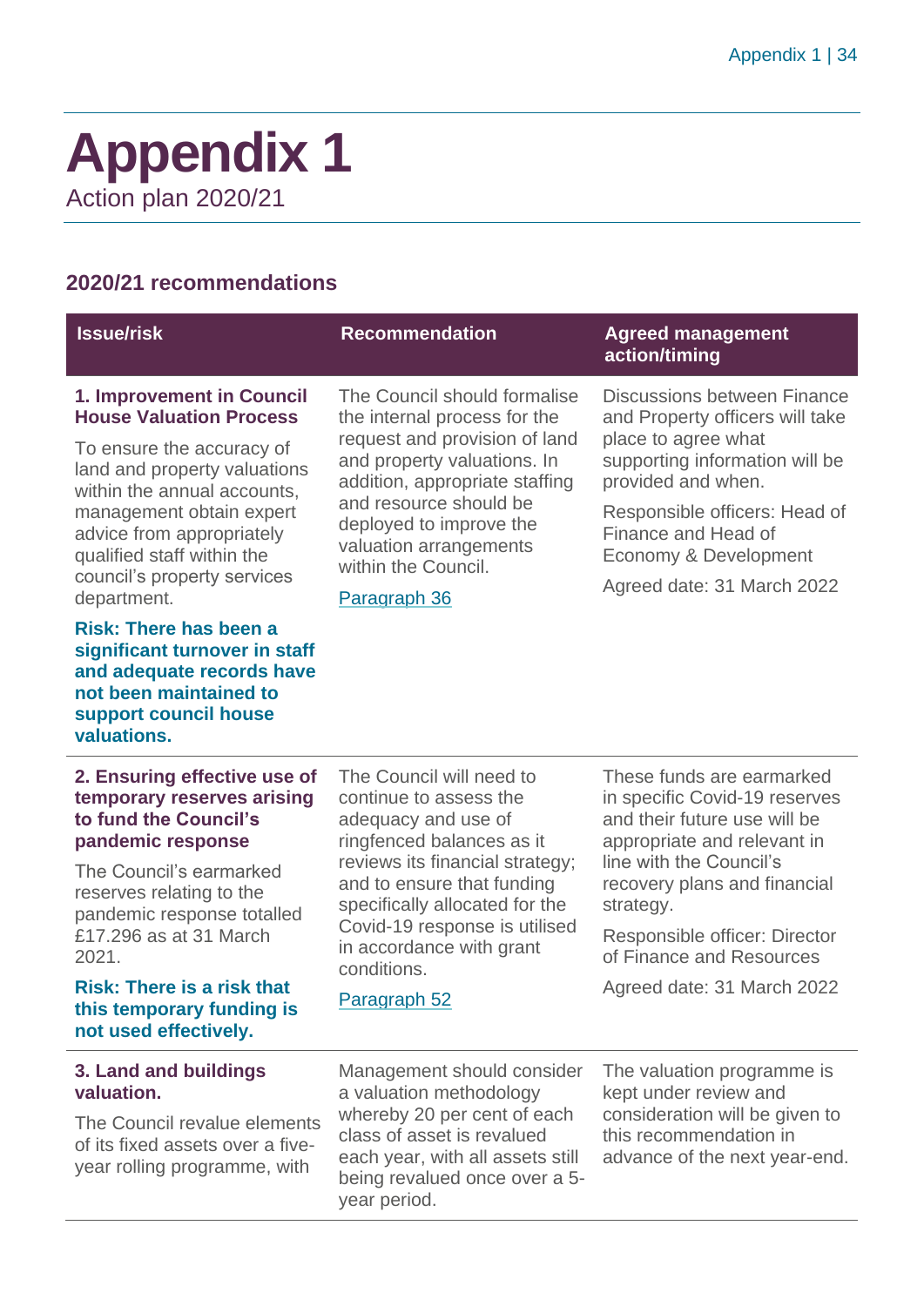# Appendix 1

Action plan 2020/21

## 2020/21 recommendations

| Issue/risk | Recommendation | Agreed management action/timing |
|---|---|---|
| **1. Improvement in Council House Valuation Process**<br><br>To ensure the accuracy of land and property valuations within the annual accounts, management obtain expert advice from appropriately qualified staff within the council's property services department.<br><br>**Risk: There has been a significant turnover in staff and adequate records have not been maintained to support council house valuations.** | The Council should formalise the internal process for the request and provision of land and property valuations. In addition, appropriate staffing and resource should be deployed to improve the valuation arrangements within the Council.<br><br>Paragraph 36 | Discussions between Finance and Property officers will take place to agree what supporting information will be provided and when.<br><br>Responsible officers: Head of Finance and Head of Economy & Development<br><br>Agreed date: 31 March 2022 |
| **2. Ensuring effective use of temporary reserves arising to fund the Council's pandemic response**<br><br>The Council's earmarked reserves relating to the pandemic response totalled £17.296 as at 31 March 2021.<br><br>**Risk: There is a risk that this temporary funding is not used effectively.** | The Council will need to continue to assess the adequacy and use of ringfenced balances as it reviews its financial strategy; and to ensure that funding specifically allocated for the Covid-19 response is utilised in accordance with grant conditions.<br><br>Paragraph 52 | These funds are earmarked in specific Covid-19 reserves and their future use will be appropriate and relevant in line with the Council's recovery plans and financial strategy.<br><br>Responsible officer: Director of Finance and Resources<br><br>Agreed date: 31 March 2022 |
| **3. Land and buildings valuation.**<br><br>The Council revalue elements of its fixed assets over a five-year rolling programme, with | Management should consider a valuation methodology whereby 20 per cent of each class of asset is revalued each year, with all assets still being revalued once over a 5-year period. | The valuation programme is kept under review and consideration will be given to this recommendation in advance of the next year-end. |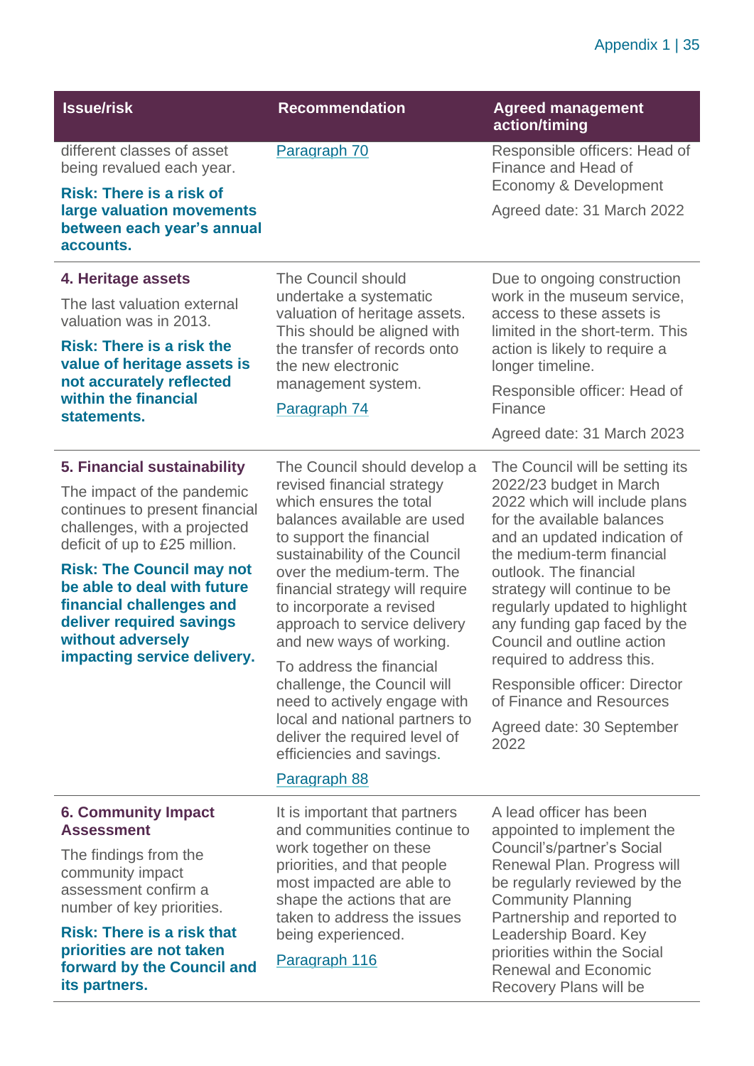| Issue/risk | Recommendation | Agreed management action/timing |
|---|---|---|
| different classes of asset being revalued each year.<br><br>**Risk: There is a risk of large valuation movements between each year's annual accounts.** | Paragraph 70 | Responsible officers: Head of Finance and Head of Economy & Development<br><br>Agreed date: 31 March 2022 |
| **4. Heritage assets**<br><br>The last valuation external valuation was in 2013.<br><br>**Risk: There is a risk the value of heritage assets is not accurately reflected within the financial statements.** | The Council should undertake a systematic valuation of heritage assets. This should be aligned with the transfer of records onto the new electronic management system.<br><br>Paragraph 74 | Due to ongoing construction work in the museum service, access to these assets is limited in the short-term. This action is likely to require a longer timeline.<br><br>Responsible officer: Head of Finance<br><br>Agreed date: 31 March 2023 |
| **5. Financial sustainability**<br><br>The impact of the pandemic continues to present financial challenges, with a projected deficit of up to £25 million.<br><br>**Risk: The Council may not be able to deal with future financial challenges and deliver required savings without adversely impacting service delivery.** | The Council should develop a revised financial strategy which ensures the total balances available are used to support the financial sustainability of the Council over the medium-term. The financial strategy will require to incorporate a revised approach to service delivery and new ways of working.<br><br>To address the financial challenge, the Council will need to actively engage with local and national partners to deliver the required level of efficiencies and savings.<br><br>Paragraph 88 | The Council will be setting its 2022/23 budget in March 2022 which will include plans for the available balances and an updated indication of the medium-term financial outlook. The financial strategy will continue to be regularly updated to highlight any funding gap faced by the Council and outline action required to address this.<br><br>Responsible officer: Director of Finance and Resources<br><br>Agreed date: 30 September 2022 |
| **6. Community Impact Assessment**<br><br>The findings from the community impact assessment confirm a number of key priorities.<br><br>**Risk: There is a risk that priorities are not taken forward by the Council and its partners.** | It is important that partners and communities continue to work together on these priorities, and that people most impacted are able to shape the actions that are taken to address the issues being experienced.<br><br>Paragraph 116 | A lead officer has been appointed to implement the Council's/partner's Social Renewal Plan. Progress will be regularly reviewed by the Community Planning Partnership and reported to Leadership Board. Key priorities within the Social Renewal and Economic Recovery Plans will be |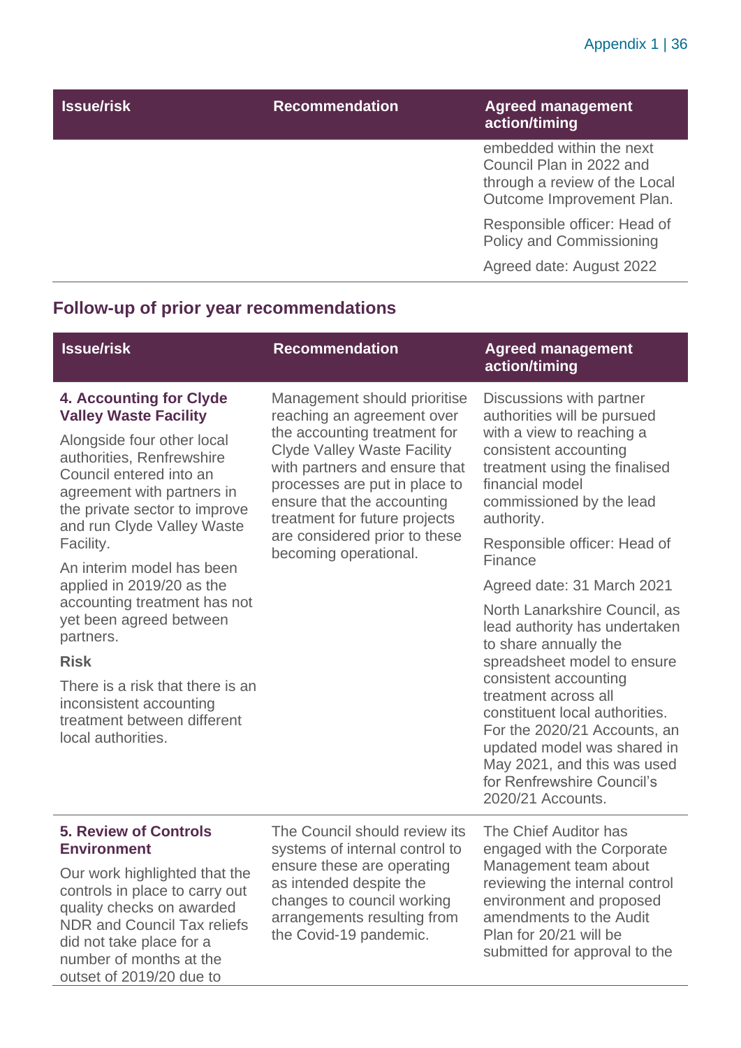| Issue/risk | Recommendation | Agreed management action/timing |
|---|---|---|
| | | embedded within the next Council Plan in 2022 and through a review of the Local Outcome Improvement Plan.<br><br>Responsible officer: Head of Policy and Commissioning<br><br>Agreed date: August 2022 |

## Follow-up of prior year recommendations

| Issue/risk | Recommendation | Agreed management action/timing |
|---|---|---|
| **4. Accounting for Clyde Valley Waste Facility**<br><br>Alongside four other local authorities, Renfrewshire Council entered into an agreement with partners in the private sector to improve and run Clyde Valley Waste Facility.<br><br>An interim model has been applied in 2019/20 as the accounting treatment has not yet been agreed between partners.<br><br>**Risk**<br><br>There is a risk that there is an inconsistent accounting treatment between different local authorities. | Management should prioritise reaching an agreement over the accounting treatment for Clyde Valley Waste Facility with partners and ensure that processes are put in place to ensure that the accounting treatment for future projects are considered prior to these becoming operational. | Discussions with partner authorities will be pursued with a view to reaching a consistent accounting treatment using the finalised financial model commissioned by the lead authority.<br><br>Responsible officer: Head of Finance<br><br>Agreed date: 31 March 2021<br><br>North Lanarkshire Council, as lead authority has undertaken to share annually the spreadsheet model to ensure consistent accounting treatment across all constituent local authorities. For the 2020/21 Accounts, an updated model was shared in May 2021, and this was used for Renfrewshire Council's 2020/21 Accounts. |
| **5. Review of Controls Environment**<br><br>Our work highlighted that the controls in place to carry out quality checks on awarded NDR and Council Tax reliefs did not take place for a number of months at the outset of 2019/20 due to | The Council should review its systems of internal control to ensure these are operating as intended despite the changes to council working arrangements resulting from the Covid-19 pandemic. | The Chief Auditor has engaged with the Corporate Management team about reviewing the internal control environment and proposed amendments to the Audit Plan for 20/21 will be submitted for approval to the |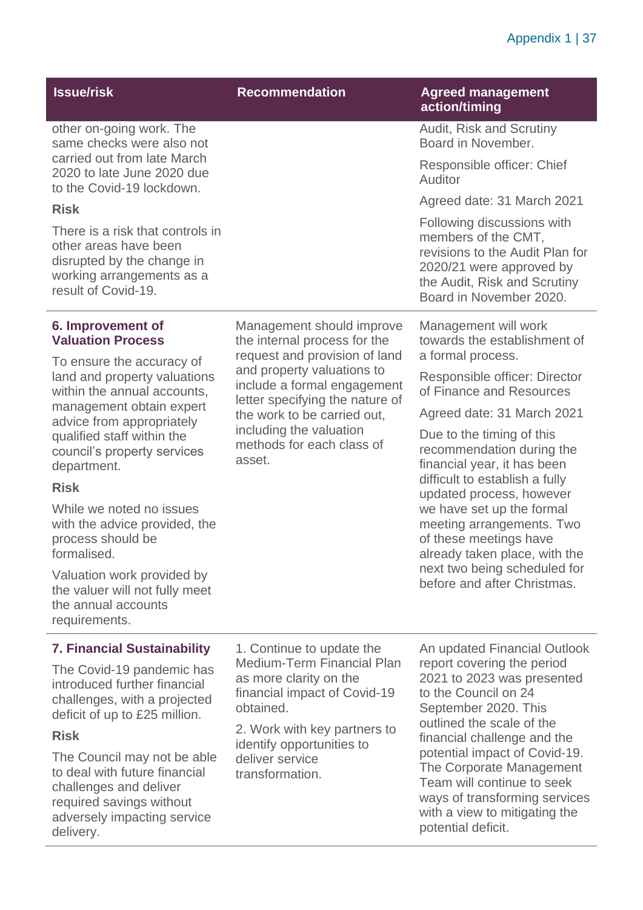| Issue/risk | Recommendation | Agreed management action/timing |
|---|---|---|
| other on-going work. The same checks were also not carried out from late March 2020 to late June 2020 due to the Covid-19 lockdown.<br><br>**Risk**<br><br>There is a risk that controls in other areas have been disrupted by the change in working arrangements as a result of Covid-19. | | Audit, Risk and Scrutiny Board in November.<br><br>Responsible officer: Chief Auditor<br><br>Agreed date: 31 March 2021<br><br>Following discussions with members of the CMT, revisions to the Audit Plan for 2020/21 were approved by the Audit, Risk and Scrutiny Board in November 2020. |
| **6. Improvement of Valuation Process**<br><br>To ensure the accuracy of land and property valuations within the annual accounts, management obtain expert advice from appropriately qualified staff within the council's property services department.<br><br>**Risk**<br><br>While we noted no issues with the advice provided, the process should be formalised.<br><br>Valuation work provided by the valuer will not fully meet the annual accounts requirements. | Management should improve the internal process for the request and provision of land and property valuations to include a formal engagement letter specifying the nature of the work to be carried out, including the valuation methods for each class of asset. | Management will work towards the establishment of a formal process.<br><br>Responsible officer: Director of Finance and Resources<br><br>Agreed date: 31 March 2021<br><br>Due to the timing of this recommendation during the financial year, it has been difficult to establish a fully updated process, however we have set up the formal meeting arrangements. Two of these meetings have already taken place, with the next two being scheduled for before and after Christmas. |
| **7. Financial Sustainability**<br><br>The Covid-19 pandemic has introduced further financial challenges, with a projected deficit of up to £25 million.<br><br>**Risk**<br><br>The Council may not be able to deal with future financial challenges and deliver required savings without adversely impacting service delivery. | 1. Continue to update the Medium-Term Financial Plan as more clarity on the financial impact of Covid-19 obtained.<br><br>2. Work with key partners to identify opportunities to deliver service transformation. | An updated Financial Outlook report covering the period 2021 to 2023 was presented to the Council on 24 September 2020. This outlined the scale of the financial challenge and the potential impact of Covid-19. The Corporate Management Team will continue to seek ways of transforming services with a view to mitigating the potential deficit. |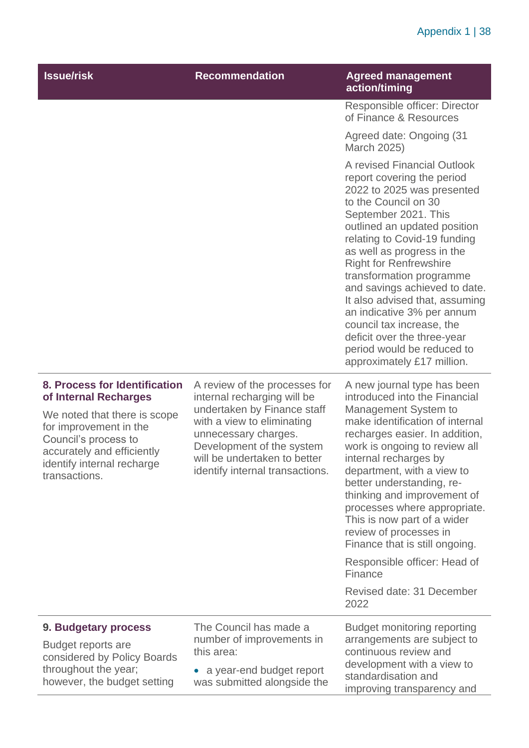| Issue/risk | Recommendation | Agreed management action/timing |
| --- | --- | --- |
| | | Responsible officer: Director of Finance & Resources<br><br>Agreed date: Ongoing (31 March 2025)<br><br>A revised Financial Outlook report covering the period 2022 to 2025 was presented to the Council on 30 September 2021. This outlined an updated position relating to Covid-19 funding as well as progress in the Right for Renfrewshire transformation programme and savings achieved to date. It also advised that, assuming an indicative 3% per annum council tax increase, the deficit over the three-year period would be reduced to approximately £17 million. |
| **8. Process for Identification of Internal Recharges**<br><br>We noted that there is scope for improvement in the Council's process to accurately and efficiently identify internal recharge transactions. | A review of the processes for internal recharging will be undertaken by Finance staff with a view to eliminating unnecessary charges. Development of the system will be undertaken to better identify internal transactions. | A new journal type has been introduced into the Financial Management System to make identification of internal recharges easier. In addition, work is ongoing to review all internal recharges by department, with a view to better understanding, re-thinking and improvement of processes where appropriate. This is now part of a wider review of processes in Finance that is still ongoing.<br><br>Responsible officer: Head of Finance<br><br>Revised date: 31 December 2022 |
| **9. Budgetary process**<br><br>Budget reports are considered by Policy Boards throughout the year; however, the budget setting | The Council has made a number of improvements in this area:<br><br>• a year-end budget report was submitted alongside the | Budget monitoring reporting arrangements are subject to continuous review and development with a view to standardisation and improving transparency and |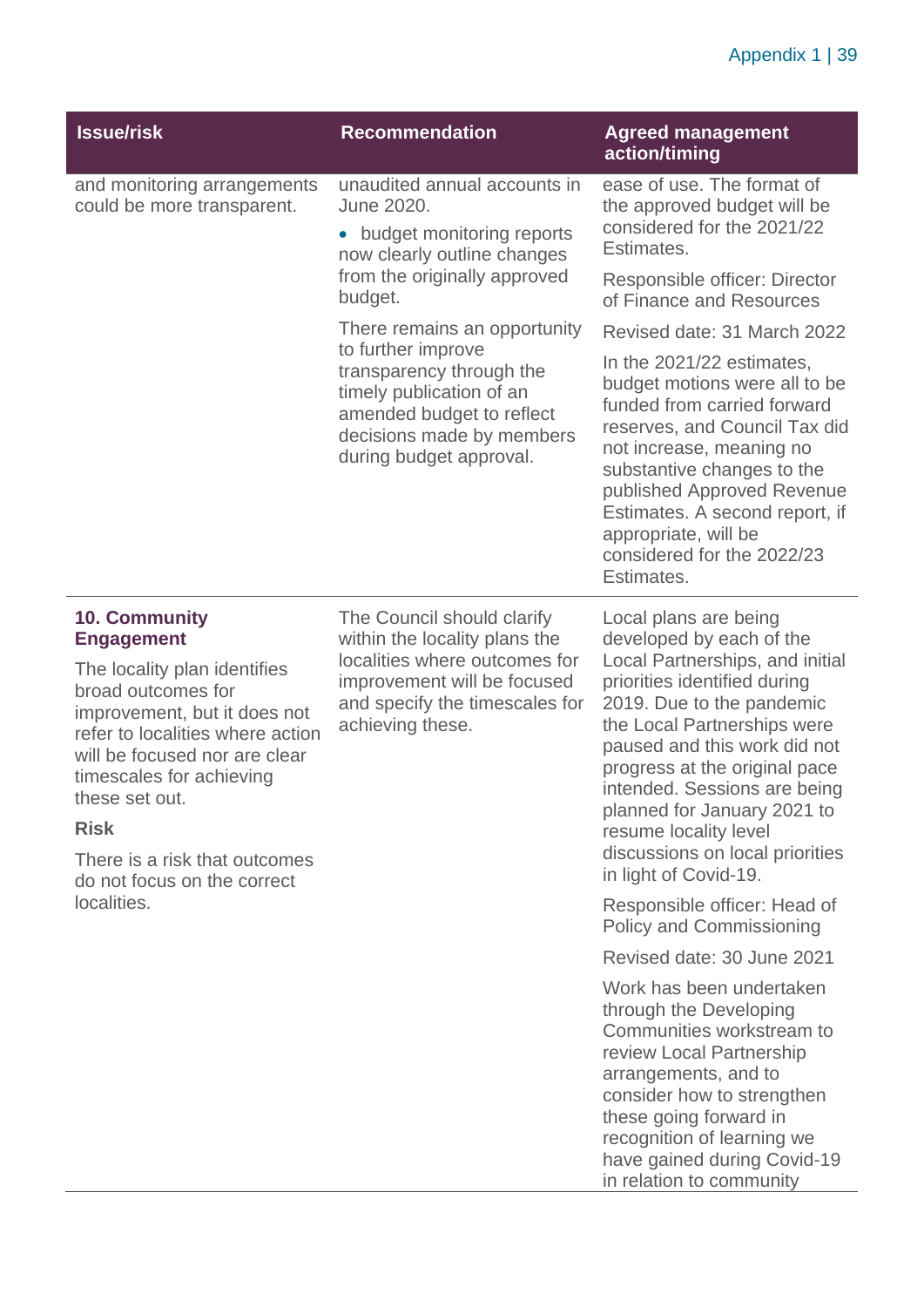| Issue/risk | Recommendation | Agreed management action/timing |
|---|---|---|
| and monitoring arrangements could be more transparent. | unaudited annual accounts in June 2020. <br>• budget monitoring reports now clearly outline changes from the originally approved budget. <br><br>There remains an opportunity to further improve transparency through the timely publication of an amended budget to reflect decisions made by members during budget approval. | ease of use. The format of the approved budget will be considered for the 2021/22 Estimates. <br><br>Responsible officer: Director of Finance and Resources <br><br>Revised date: 31 March 2022 <br><br>In the 2021/22 estimates, budget motions were all to be funded from carried forward reserves, and Council Tax did not increase, meaning no substantive changes to the published Approved Revenue Estimates. A second report, if appropriate, will be considered for the 2022/23 Estimates. |
| **10. Community Engagement** <br><br>The locality plan identifies broad outcomes for improvement, but it does not refer to localities where action will be focused nor are clear timescales for achieving these set out. <br><br>**Risk** <br><br>There is a risk that outcomes do not focus on the correct localities. | The Council should clarify within the locality plans the localities where outcomes for improvement will be focused and specify the timescales for achieving these. | Local plans are being developed by each of the Local Partnerships, and initial priorities identified during 2019. Due to the pandemic the Local Partnerships were paused and this work did not progress at the original pace intended. Sessions are being planned for January 2021 to resume locality level discussions on local priorities in light of Covid-19. <br><br>Responsible officer: Head of Policy and Commissioning <br><br>Revised date: 30 June 2021 <br><br>Work has been undertaken through the Developing Communities workstream to review Local Partnership arrangements, and to consider how to strengthen these going forward in recognition of learning we have gained during Covid-19 in relation to community |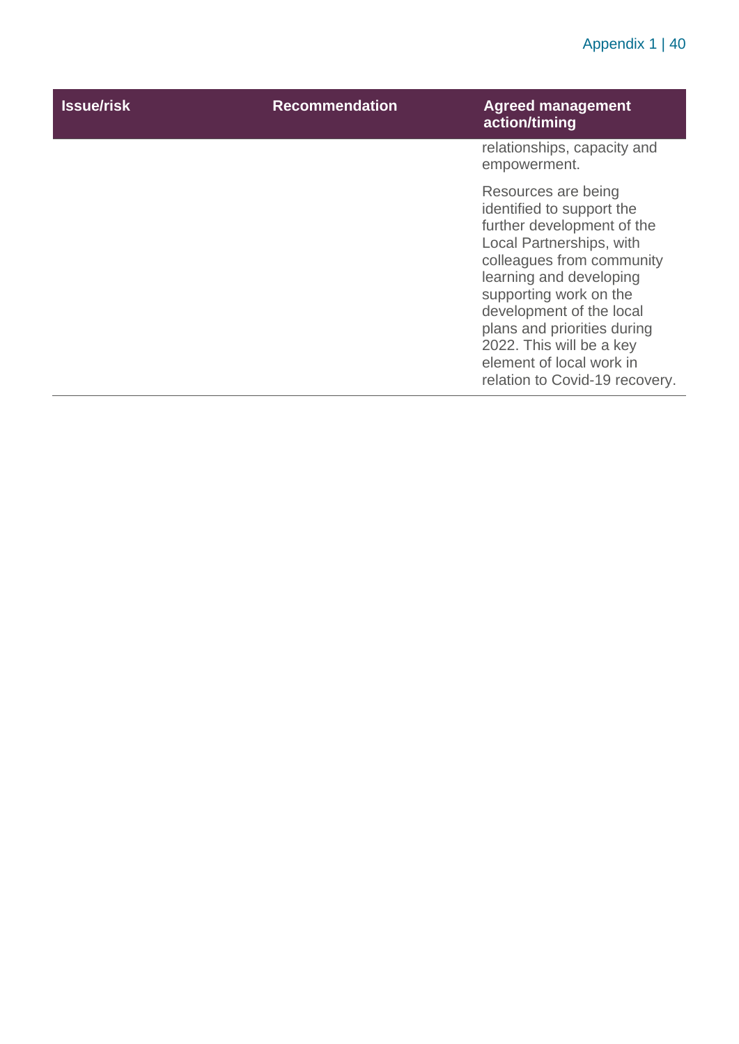| Issue/risk | Recommendation | Agreed management action/timing |
| --- | --- | --- |
| | | relationships, capacity and empowerment.<br><br>Resources are being identified to support the further development of the Local Partnerships, with colleagues from community learning and developing supporting work on the development of the local plans and priorities during 2022. This will be a key element of local work in relation to Covid-19 recovery. |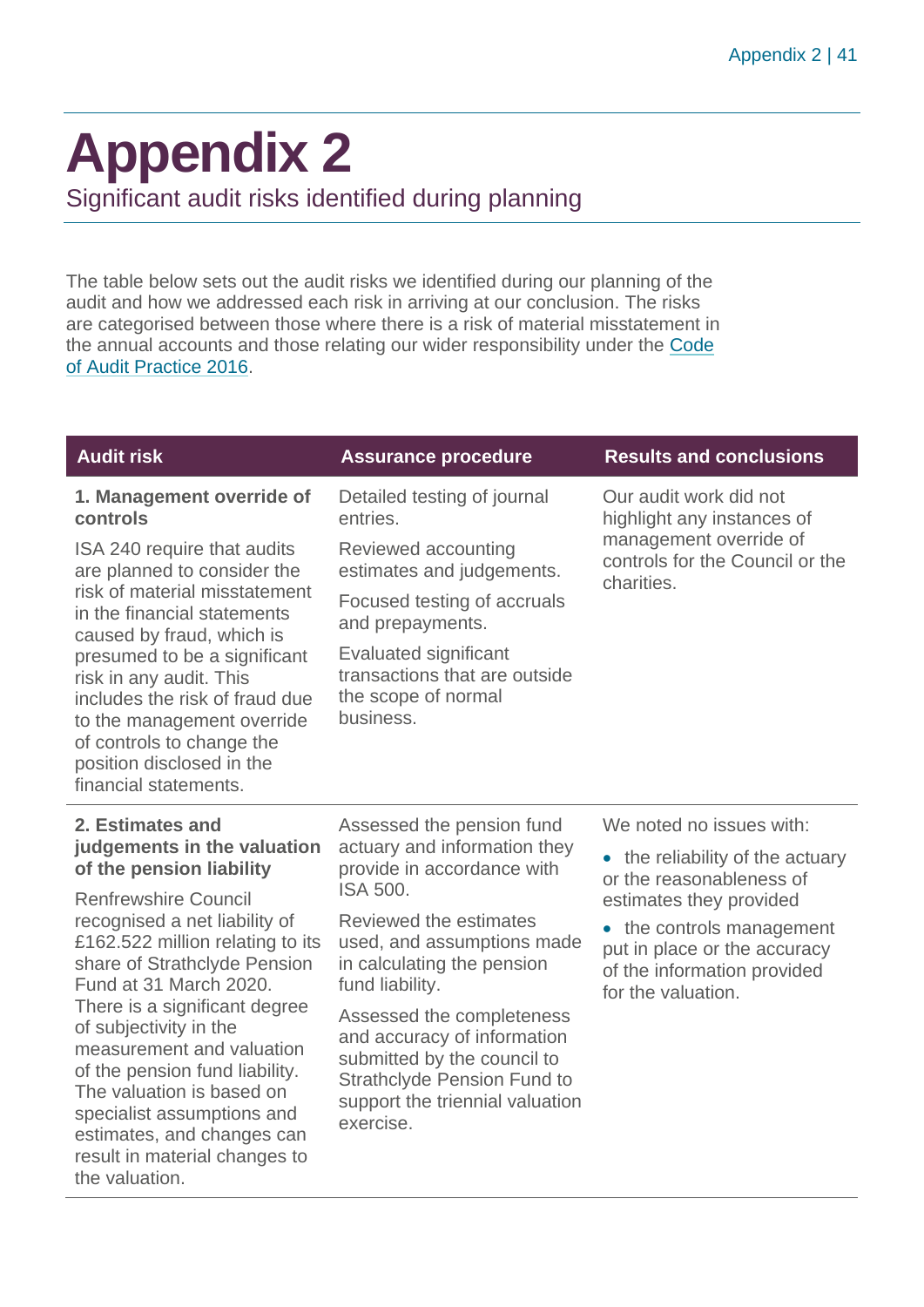# Appendix 2

## Significant audit risks identified during planning

The table below sets out the audit risks we identified during our planning of the audit and how we addressed each risk in arriving at our conclusion. The risks are categorised between those where there is a risk of material misstatement in the annual accounts and those relating our wider responsibility under the [Code of Audit Practice 2016](#).

| Audit risk | Assurance procedure | Results and conclusions |
|---|---|---|
| **1. Management override of controls**<br><br>ISA 240 require that audits are planned to consider the risk of material misstatement in the financial statements caused by fraud, which is presumed to be a significant risk in any audit. This includes the risk of fraud due to the management override of controls to change the position disclosed in the financial statements. | Detailed testing of journal entries.<br><br>Reviewed accounting estimates and judgements.<br><br>Focused testing of accruals and prepayments.<br><br>Evaluated significant transactions that are outside the scope of normal business. | Our audit work did not highlight any instances of management override of controls for the Council or the charities. |
| **2. Estimates and judgements in the valuation of the pension liability**<br><br>Renfrewshire Council recognised a net liability of £162.522 million relating to its share of Strathclyde Pension Fund at 31 March 2020. There is a significant degree of subjectivity in the measurement and valuation of the pension fund liability. The valuation is based on specialist assumptions and estimates, and changes can result in material changes to the valuation. | Assessed the pension fund actuary and information they provide in accordance with ISA 500.<br><br>Reviewed the estimates used, and assumptions made in calculating the pension fund liability.<br><br>Assessed the completeness and accuracy of information submitted by the council to Strathclyde Pension Fund to support the triennial valuation exercise. | We noted no issues with:<br><br>• the reliability of the actuary or the reasonableness of estimates they provided<br><br>• the controls management put in place or the accuracy of the information provided for the valuation. |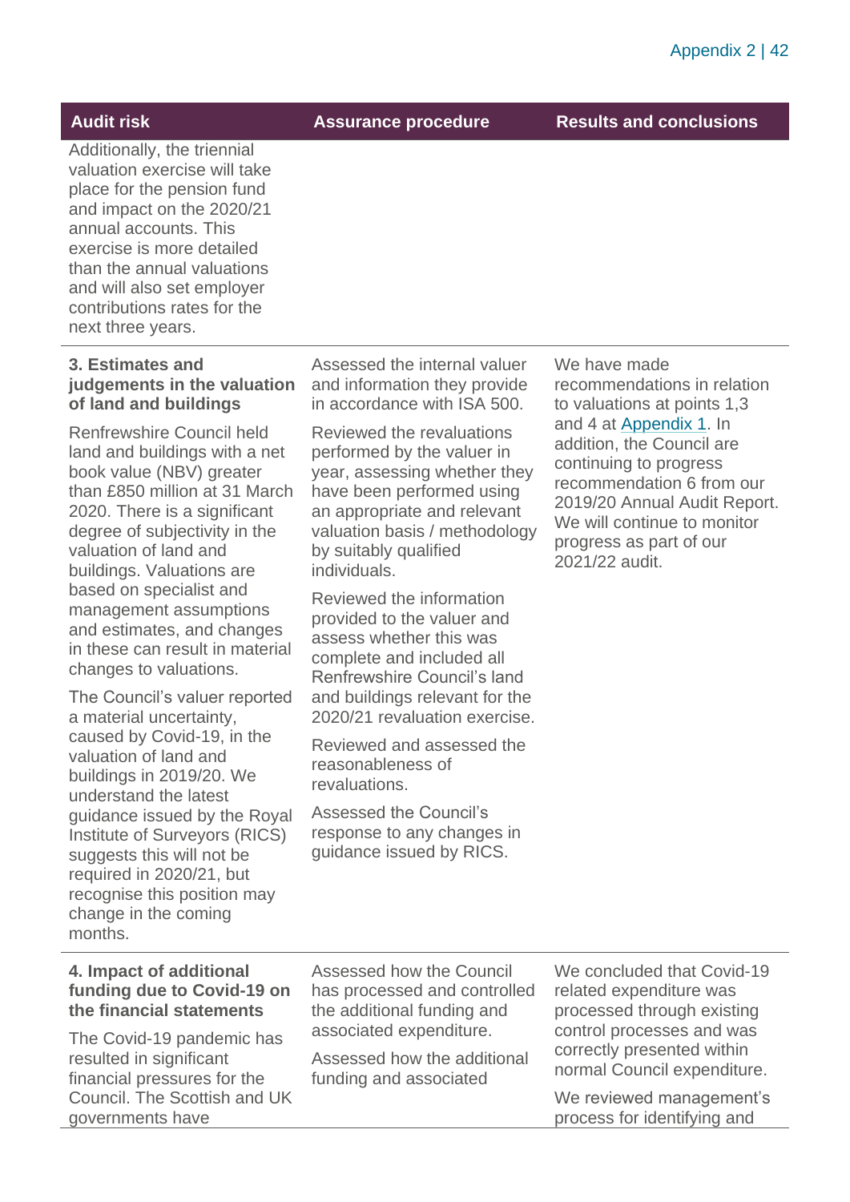| Audit risk | Assurance procedure | Results and conclusions |
| --- | --- | --- |
| Additionally, the triennial valuation exercise will take place for the pension fund and impact on the 2020/21 annual accounts. This exercise is more detailed than the annual valuations and will also set employer contributions rates for the next three years. | | |
| **3. Estimates and judgements in the valuation of land and buildings**<br><br>Renfrewshire Council held land and buildings with a net book value (NBV) greater than £850 million at 31 March 2020. There is a significant degree of subjectivity in the valuation of land and buildings. Valuations are based on specialist and management assumptions and estimates, and changes in these can result in material changes to valuations.<br><br>The Council's valuer reported a material uncertainty, caused by Covid-19, in the valuation of land and buildings in 2019/20. We understand the latest guidance issued by the Royal Institute of Surveyors (RICS) suggests this will not be required in 2020/21, but recognise this position may change in the coming months. | Assessed the internal valuer and information they provide in accordance with ISA 500.<br><br>Reviewed the revaluations performed by the valuer in year, assessing whether they have been performed using an appropriate and relevant valuation basis / methodology by suitably qualified individuals.<br><br>Reviewed the information provided to the valuer and assess whether this was complete and included all Renfrewshire Council's land and buildings relevant for the 2020/21 revaluation exercise.<br><br>Reviewed and assessed the reasonableness of revaluations.<br><br>Assessed the Council's response to any changes in guidance issued by RICS. | We have made recommendations in relation to valuations at points 1,3 and 4 at Appendix 1. In addition, the Council are continuing to progress recommendation 6 from our 2019/20 Annual Audit Report. We will continue to monitor progress as part of our 2021/22 audit. |
| **4. Impact of additional funding due to Covid-19 on the financial statements**<br><br>The Covid-19 pandemic has resulted in significant financial pressures for the Council. The Scottish and UK governments have | Assessed how the Council has processed and controlled the additional funding and associated expenditure.<br><br>Assessed how the additional funding and associated | We concluded that Covid-19 related expenditure was processed through existing control processes and was correctly presented within normal Council expenditure.<br><br>We reviewed management's process for identifying and |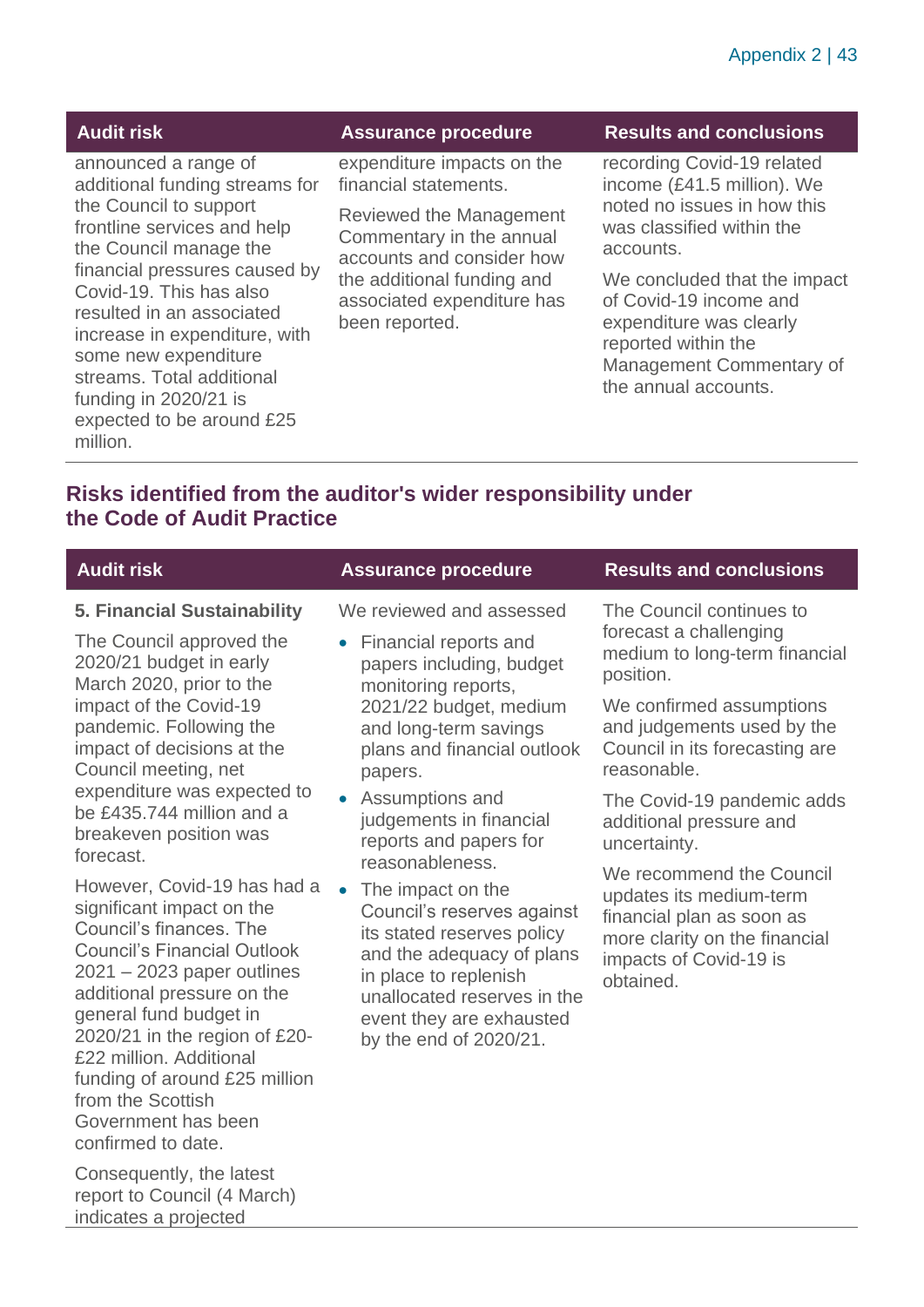| Audit risk | Assurance procedure | Results and conclusions |
|---|---|---|
| announced a range of additional funding streams for the Council to support frontline services and help the Council manage the financial pressures caused by Covid-19. This has also resulted in an associated increase in expenditure, with some new expenditure streams. Total additional funding in 2020/21 is expected to be around £25 million. | expenditure impacts on the financial statements.<br><br>Reviewed the Management Commentary in the annual accounts and consider how the additional funding and associated expenditure has been reported. | recording Covid-19 related income (£41.5 million). We noted no issues in how this was classified within the accounts.<br><br>We concluded that the impact of Covid-19 income and expenditure was clearly reported within the Management Commentary of the annual accounts. |

## Risks identified from the auditor's wider responsibility under the Code of Audit Practice

| Audit risk | Assurance procedure | Results and conclusions |
|---|---|---|
| **5. Financial Sustainability**<br><br>The Council approved the 2020/21 budget in early March 2020, prior to the impact of the Covid-19 pandemic. Following the impact of decisions at the Council meeting, net expenditure was expected to be £435.744 million and a breakeven position was forecast.<br><br>However, Covid-19 has had a significant impact on the Council's finances. The Council's Financial Outlook 2021 – 2023 paper outlines additional pressure on the general fund budget in 2020/21 in the region of £20-£22 million. Additional funding of around £25 million from the Scottish Government has been confirmed to date.<br><br>Consequently, the latest report to Council (4 March) indicates a projected | We reviewed and assessed<br><br>• Financial reports and papers including, budget monitoring reports, 2021/22 budget, medium and long-term savings plans and financial outlook papers.<br>• Assumptions and judgements in financial reports and papers for reasonableness.<br>• The impact on the Council's reserves against its stated reserves policy and the adequacy of plans in place to replenish unallocated reserves in the event they are exhausted by the end of 2020/21. | The Council continues to forecast a challenging medium to long-term financial position.<br><br>We confirmed assumptions and judgements used by the Council in its forecasting are reasonable.<br><br>The Covid-19 pandemic adds additional pressure and uncertainty.<br><br>We recommend the Council updates its medium-term financial plan as soon as more clarity on the financial impacts of Covid-19 is obtained. |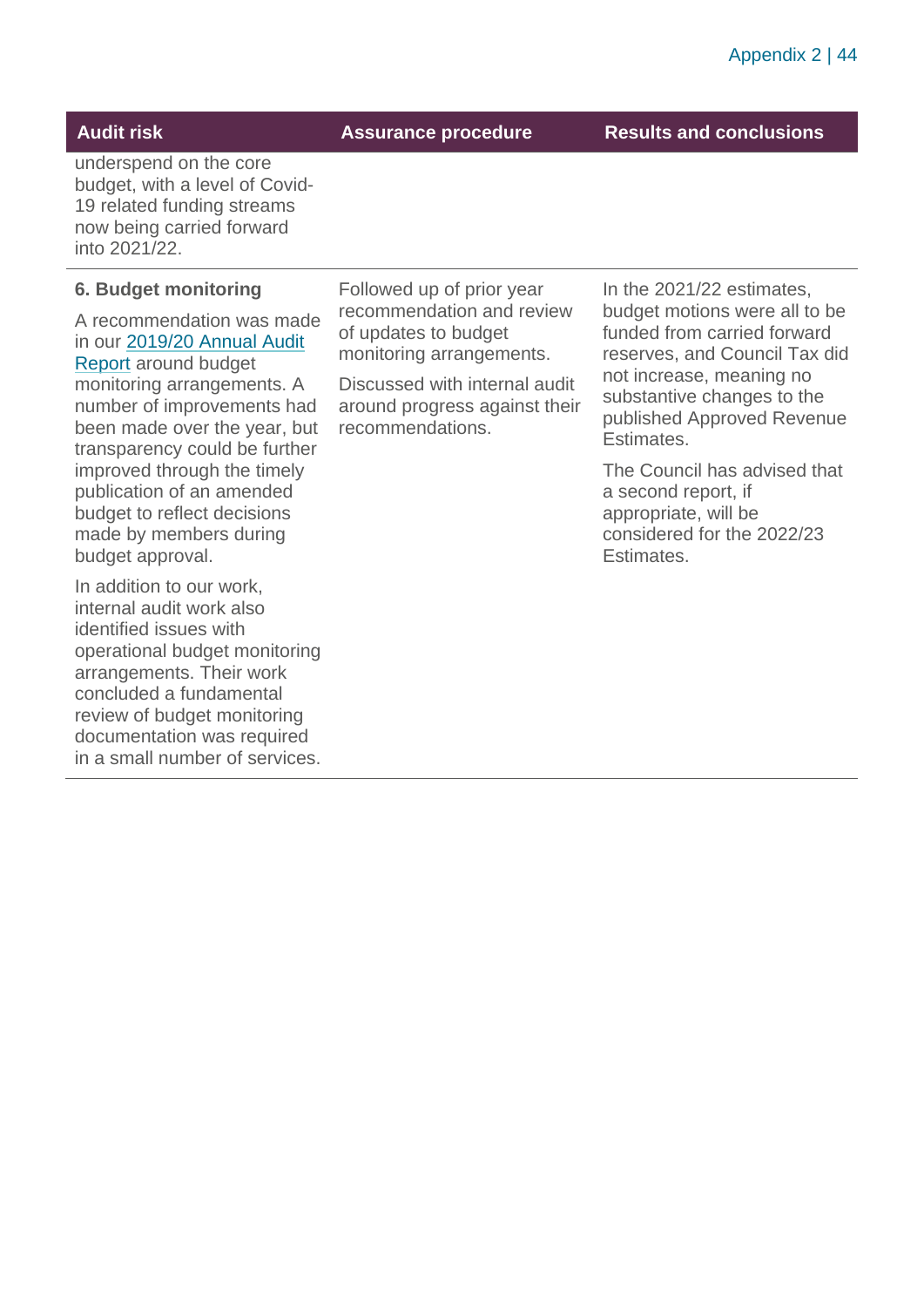| Audit risk | Assurance procedure | Results and conclusions |
|---|---|---|
| underspend on the core budget, with a level of Covid-19 related funding streams now being carried forward into 2021/22. | | |
| **6. Budget monitoring**<br><br>A recommendation was made in our 2019/20 Annual Audit Report around budget monitoring arrangements. A number of improvements had been made over the year, but transparency could be further improved through the timely publication of an amended budget to reflect decisions made by members during budget approval.<br><br>In addition to our work, internal audit work also identified issues with operational budget monitoring arrangements. Their work concluded a fundamental review of budget monitoring documentation was required in a small number of services. | Followed up of prior year recommendation and review of updates to budget monitoring arrangements.<br><br>Discussed with internal audit around progress against their recommendations. | In the 2021/22 estimates, budget motions were all to be funded from carried forward reserves, and Council Tax did not increase, meaning no substantive changes to the published Approved Revenue Estimates.<br><br>The Council has advised that a second report, if appropriate, will be considered for the 2022/23 Estimates. |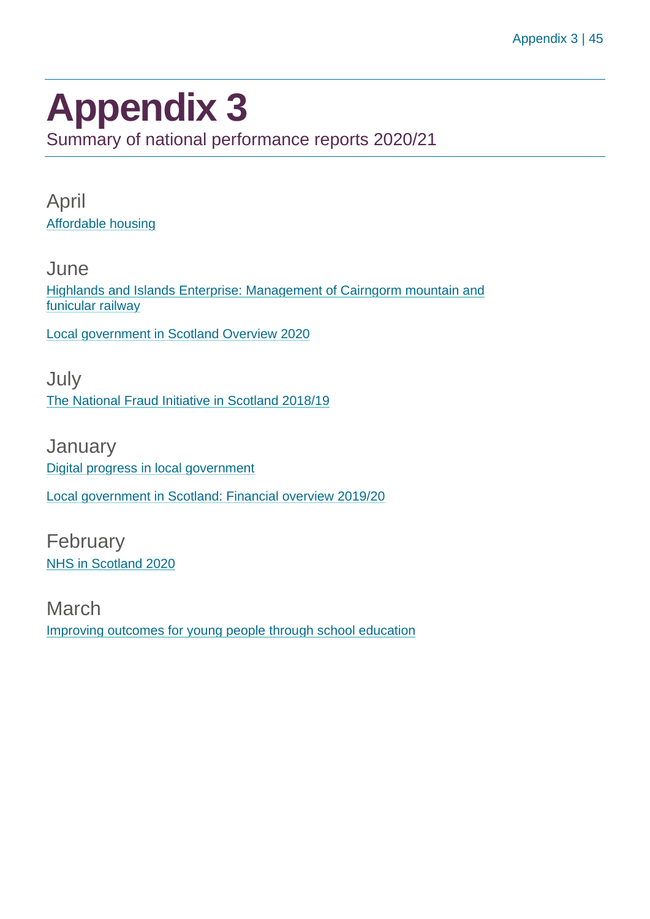# Appendix 3

Summary of national performance reports 2020/21

## April

Affordable housing

## June

Highlands and Islands Enterprise: Management of Cairngorm mountain and funicular railway

Local government in Scotland Overview 2020

## July

The National Fraud Initiative in Scotland 2018/19

## January

Digital progress in local government

Local government in Scotland: Financial overview 2019/20

## February

NHS in Scotland 2020

## March

Improving outcomes for young people through school education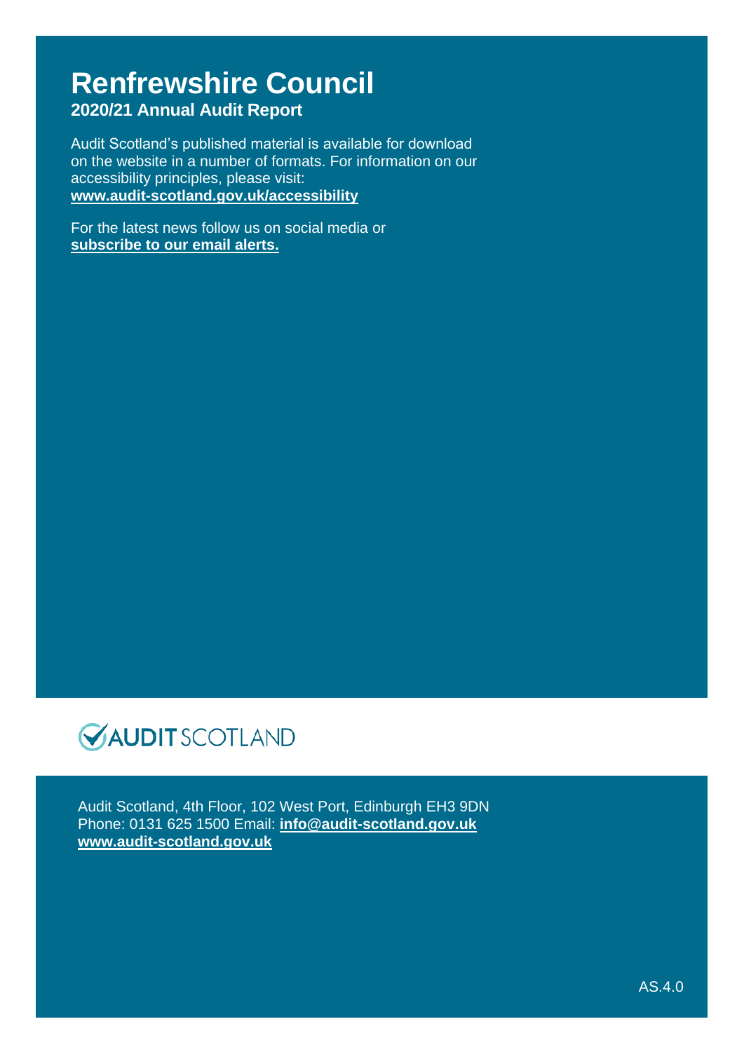# Renfrewshire Council

## 2020/21 Annual Audit Report

Audit Scotland's published material is available for download on the website in a number of formats. For information on our accessibility principles, please visit: **www.audit-scotland.gov.uk/accessibility**

For the latest news follow us on social media or **subscribe to our email alerts.**

AUDIT SCOTLAND

Audit Scotland, 4th Floor, 102 West Port, Edinburgh EH3 9DN
Phone: 0131 625 1500 Email: **info@audit-scotland.gov.uk**
**www.audit-scotland.gov.uk**

AS.4.0